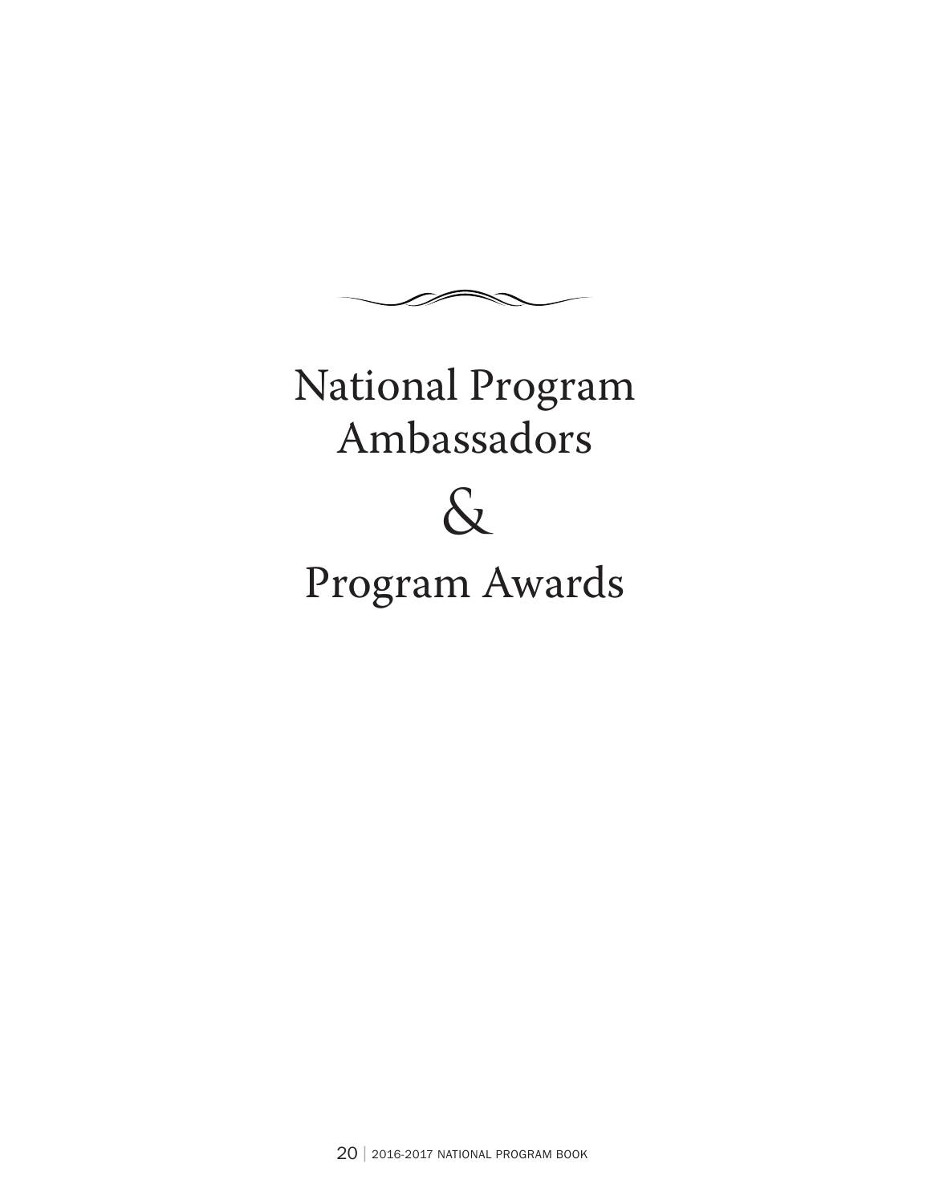# National Program Ambassadors

# &

# Program Awards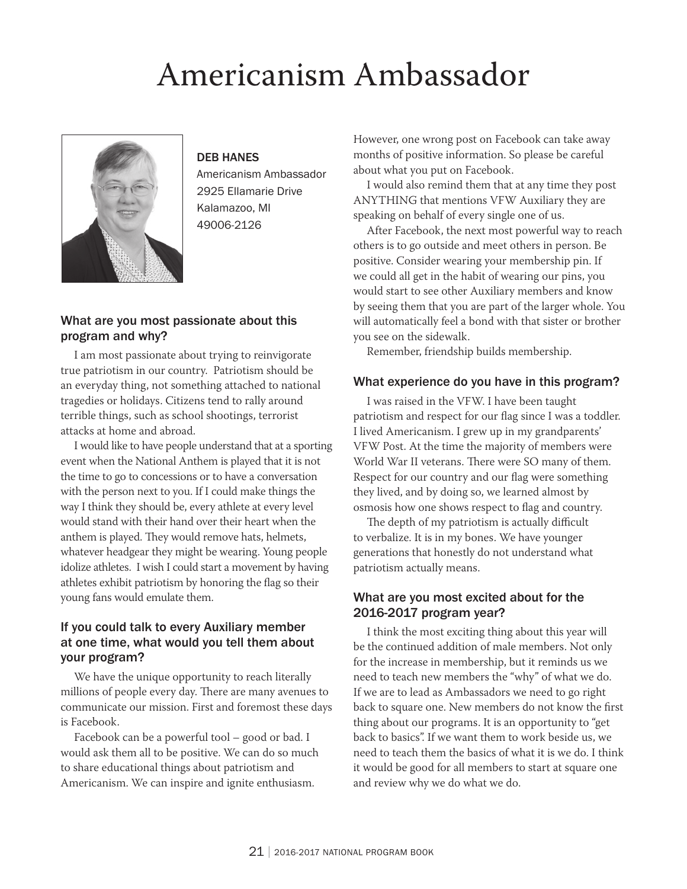# Americanism Ambassador

**DEB HANES**
Americanism Ambassador
2925 Ellamarie Drive
Kalamazoo, MI
49006-2126

### What are you most passionate about this program and why?

I am most passionate about trying to reinvigorate true patriotism in our country. Patriotism should be an everyday thing, not something attached to national tragedies or holidays. Citizens tend to rally around terrible things, such as school shootings, terrorist attacks at home and abroad.

I would like to have people understand that at a sporting event when the National Anthem is played that it is not the time to go to concessions or to have a conversation with the person next to you. If I could make things the way I think they should be, every athlete at every level would stand with their hand over their heart when the anthem is played. They would remove hats, helmets, whatever headgear they might be wearing. Young people idolize athletes. I wish I could start a movement by having athletes exhibit patriotism by honoring the flag so their young fans would emulate them.

### If you could talk to every Auxiliary member at one time, what would you tell them about your program?

We have the unique opportunity to reach literally millions of people every day. There are many avenues to communicate our mission. First and foremost these days is Facebook.

Facebook can be a powerful tool – good or bad. I would ask them all to be positive. We can do so much to share educational things about patriotism and Americanism. We can inspire and ignite enthusiasm. However, one wrong post on Facebook can take away months of positive information. So please be careful about what you put on Facebook.

I would also remind them that at any time they post ANYTHING that mentions VFW Auxiliary they are speaking on behalf of every single one of us.

After Facebook, the next most powerful way to reach others is to go outside and meet others in person. Be positive. Consider wearing your membership pin. If we could all get in the habit of wearing our pins, you would start to see other Auxiliary members and know by seeing them that you are part of the larger whole. You will automatically feel a bond with that sister or brother you see on the sidewalk.

Remember, friendship builds membership.

### What experience do you have in this program?

I was raised in the VFW. I have been taught patriotism and respect for our flag since I was a toddler. I lived Americanism. I grew up in my grandparents' VFW Post. At the time the majority of members were World War II veterans. There were SO many of them. Respect for our country and our flag were something they lived, and by doing so, we learned almost by osmosis how one shows respect to flag and country.

The depth of my patriotism is actually difficult to verbalize. It is in my bones. We have younger generations that honestly do not understand what patriotism actually means.

### What are you most excited about for the 2016-2017 program year?

I think the most exciting thing about this year will be the continued addition of male members. Not only for the increase in membership, but it reminds us we need to teach new members the "why" of what we do. If we are to lead as Ambassadors we need to go right back to square one. New members do not know the first thing about our programs. It is an opportunity to "get back to basics". If we want them to work beside us, we need to teach them the basics of what it is we do. I think it would be good for all members to start at square one and review why we do what we do.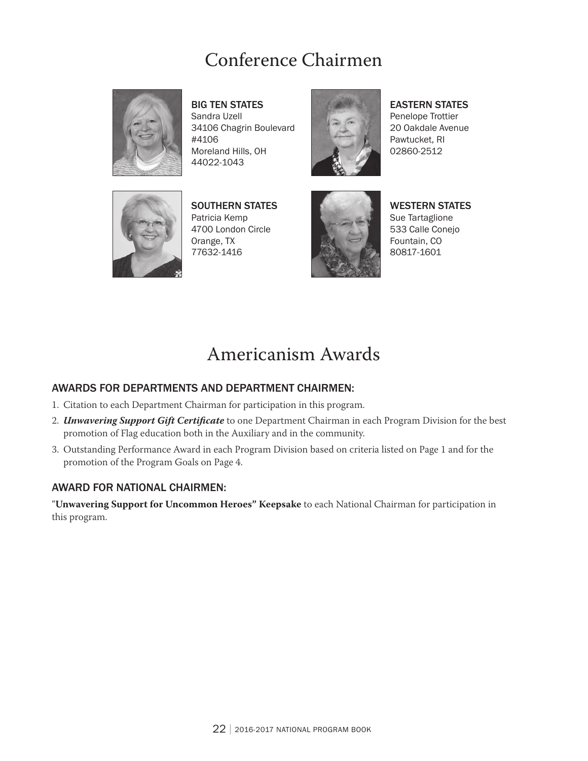# Conference Chairmen

**BIG TEN STATES**
Sandra Uzell
34106 Chagrin Boulevard
#4106
Moreland Hills, OH
44022-1043

**EASTERN STATES**
Penelope Trottier
20 Oakdale Avenue
Pawtucket, RI
02860-2512

**SOUTHERN STATES**
Patricia Kemp
4700 London Circle
Orange, TX
77632-1416

**WESTERN STATES**
Sue Tartaglione
533 Calle Conejo
Fountain, CO
80817-1601

# Americanism Awards

### AWARDS FOR DEPARTMENTS AND DEPARTMENT CHAIRMEN:

1. Citation to each Department Chairman for participation in this program.
2. ***Unwavering Support Gift Certificate*** to one Department Chairman in each Program Division for the best promotion of Flag education both in the Auxiliary and in the community.
3. Outstanding Performance Award in each Program Division based on criteria listed on Page 1 and for the promotion of the Program Goals on Page 4.

### AWARD FOR NATIONAL CHAIRMEN:

"**Unwavering Support for Uncommon Heroes" Keepsake** to each National Chairman for participation in this program.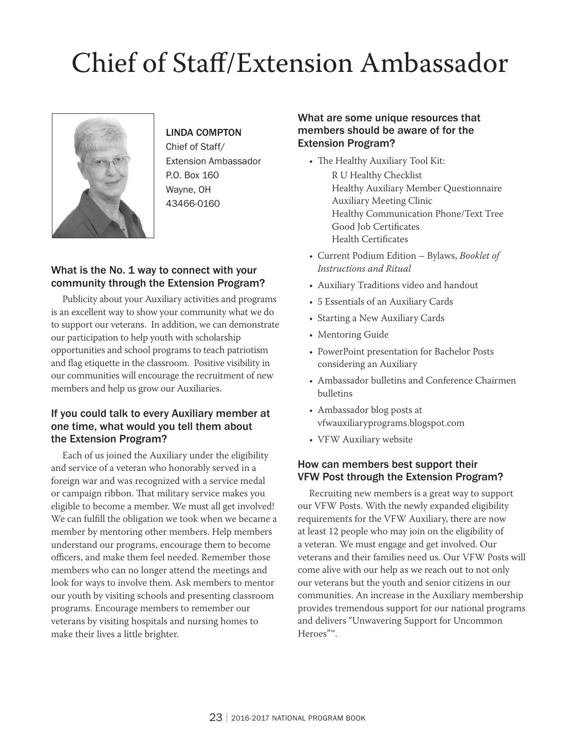# Chief of Staff/Extension Ambassador

LINDA COMPTON
Chief of Staff/
Extension Ambassador
P.O. Box 160
Wayne, OH
43466-0160

### What is the No. 1 way to connect with your community through the Extension Program?

Publicity about your Auxiliary activities and programs is an excellent way to show your community what we do to support our veterans. In addition, we can demonstrate our participation to help youth with scholarship opportunities and school programs to teach patriotism and flag etiquette in the classroom. Positive visibility in our communities will encourage the recruitment of new members and help us grow our Auxiliaries.

### If you could talk to every Auxiliary member at one time, what would you tell them about the Extension Program?

Each of us joined the Auxiliary under the eligibility and service of a veteran who honorably served in a foreign war and was recognized with a service medal or campaign ribbon. That military service makes you eligible to become a member. We must all get involved! We can fulfill the obligation we took when we became a member by mentoring other members. Help members understand our programs, encourage them to become officers, and make them feel needed. Remember those members who can no longer attend the meetings and look for ways to involve them. Ask members to mentor our youth by visiting schools and presenting classroom programs. Encourage members to remember our veterans by visiting hospitals and nursing homes to make their lives a little brighter.

### What are some unique resources that members should be aware of for the Extension Program?

- The Healthy Auxiliary Tool Kit:
  - R U Healthy Checklist
  - Healthy Auxiliary Member Questionnaire
  - Auxiliary Meeting Clinic
  - Healthy Communication Phone/Text Tree
  - Good Job Certificates
  - Health Certificates
- Current Podium Edition – Bylaws, *Booklet of Instructions and Ritual*
- Auxiliary Traditions video and handout
- 5 Essentials of an Auxiliary Cards
- Starting a New Auxiliary Cards
- Mentoring Guide
- PowerPoint presentation for Bachelor Posts considering an Auxiliary
- Ambassador bulletins and Conference Chairmen bulletins
- Ambassador blog posts at vfwauxiliaryprograms.blogspot.com
- VFW Auxiliary website

### How can members best support their VFW Post through the Extension Program?

Recruiting new members is a great way to support our VFW Posts. With the newly expanded eligibility requirements for the VFW Auxiliary, there are now at least 12 people who may join on the eligibility of a veteran. We must engage and get involved. Our veterans and their families need us. Our VFW Posts will come alive with our help as we reach out to not only our veterans but the youth and senior citizens in our communities. An increase in the Auxiliary membership provides tremendous support for our national programs and delivers "Unwavering Support for Uncommon Heroes"™.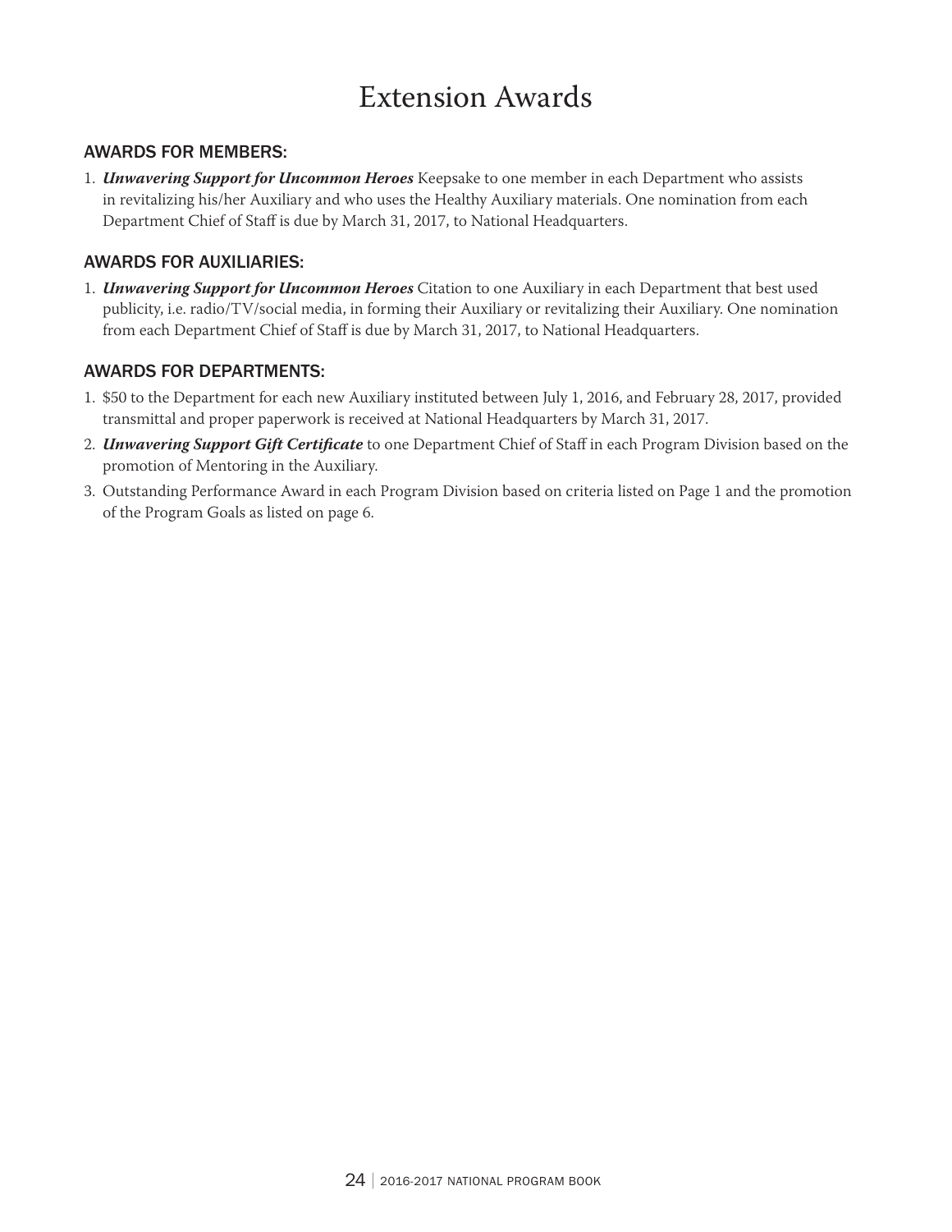# Extension Awards

## AWARDS FOR MEMBERS:

1. ***Unwavering Support for Uncommon Heroes*** Keepsake to one member in each Department who assists in revitalizing his/her Auxiliary and who uses the Healthy Auxiliary materials. One nomination from each Department Chief of Staff is due by March 31, 2017, to National Headquarters.

## AWARDS FOR AUXILIARIES:

1. ***Unwavering Support for Uncommon Heroes*** Citation to one Auxiliary in each Department that best used publicity, i.e. radio/TV/social media, in forming their Auxiliary or revitalizing their Auxiliary. One nomination from each Department Chief of Staff is due by March 31, 2017, to National Headquarters.

## AWARDS FOR DEPARTMENTS:

1. $50 to the Department for each new Auxiliary instituted between July 1, 2016, and February 28, 2017, provided transmittal and proper paperwork is received at National Headquarters by March 31, 2017.
2. ***Unwavering Support Gift Certificate*** to one Department Chief of Staff in each Program Division based on the promotion of Mentoring in the Auxiliary.
3. Outstanding Performance Award in each Program Division based on criteria listed on Page 1 and the promotion of the Program Goals as listed on page 6.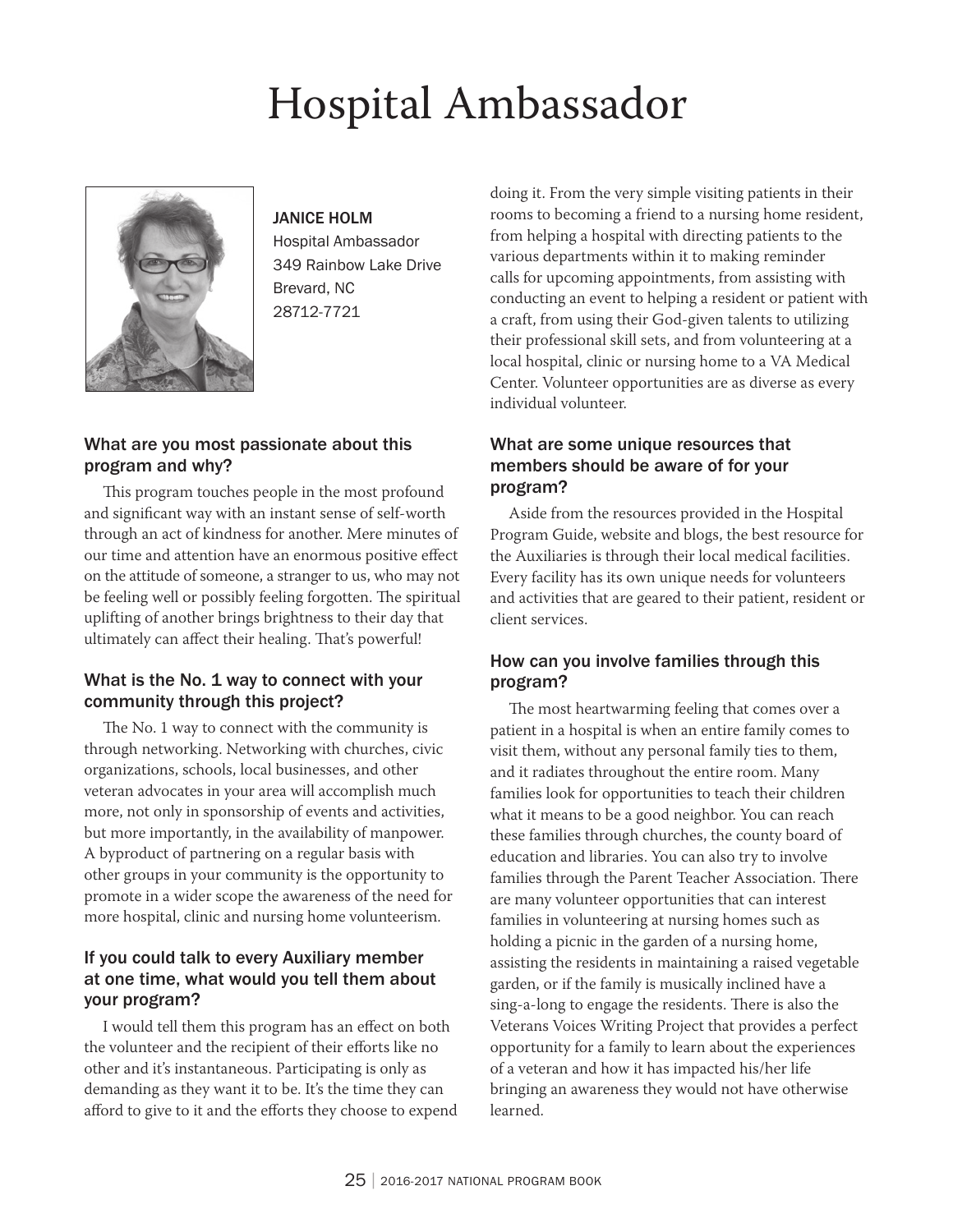# Hospital Ambassador

**JANICE HOLM**
Hospital Ambassador
349 Rainbow Lake Drive
Brevard, NC
28712-7721

### What are you most passionate about this program and why?

This program touches people in the most profound and significant way with an instant sense of self-worth through an act of kindness for another. Mere minutes of our time and attention have an enormous positive effect on the attitude of someone, a stranger to us, who may not be feeling well or possibly feeling forgotten. The spiritual uplifting of another brings brightness to their day that ultimately can affect their healing. That's powerful!

### What is the No. 1 way to connect with your community through this project?

The No. 1 way to connect with the community is through networking. Networking with churches, civic organizations, schools, local businesses, and other veteran advocates in your area will accomplish much more, not only in sponsorship of events and activities, but more importantly, in the availability of manpower. A byproduct of partnering on a regular basis with other groups in your community is the opportunity to promote in a wider scope the awareness of the need for more hospital, clinic and nursing home volunteerism.

### If you could talk to every Auxiliary member at one time, what would you tell them about your program?

I would tell them this program has an effect on both the volunteer and the recipient of their efforts like no other and it's instantaneous. Participating is only as demanding as they want it to be. It's the time they can afford to give to it and the efforts they choose to expend doing it. From the very simple visiting patients in their rooms to becoming a friend to a nursing home resident, from helping a hospital with directing patients to the various departments within it to making reminder calls for upcoming appointments, from assisting with conducting an event to helping a resident or patient with a craft, from using their God-given talents to utilizing their professional skill sets, and from volunteering at a local hospital, clinic or nursing home to a VA Medical Center. Volunteer opportunities are as diverse as every individual volunteer.

### What are some unique resources that members should be aware of for your program?

Aside from the resources provided in the Hospital Program Guide, website and blogs, the best resource for the Auxiliaries is through their local medical facilities. Every facility has its own unique needs for volunteers and activities that are geared to their patient, resident or client services.

### How can you involve families through this program?

The most heartwarming feeling that comes over a patient in a hospital is when an entire family comes to visit them, without any personal family ties to them, and it radiates throughout the entire room. Many families look for opportunities to teach their children what it means to be a good neighbor. You can reach these families through churches, the county board of education and libraries. You can also try to involve families through the Parent Teacher Association. There are many volunteer opportunities that can interest families in volunteering at nursing homes such as holding a picnic in the garden of a nursing home, assisting the residents in maintaining a raised vegetable garden, or if the family is musically inclined have a sing-a-long to engage the residents. There is also the Veterans Voices Writing Project that provides a perfect opportunity for a family to learn about the experiences of a veteran and how it has impacted his/her life bringing an awareness they would not have otherwise learned.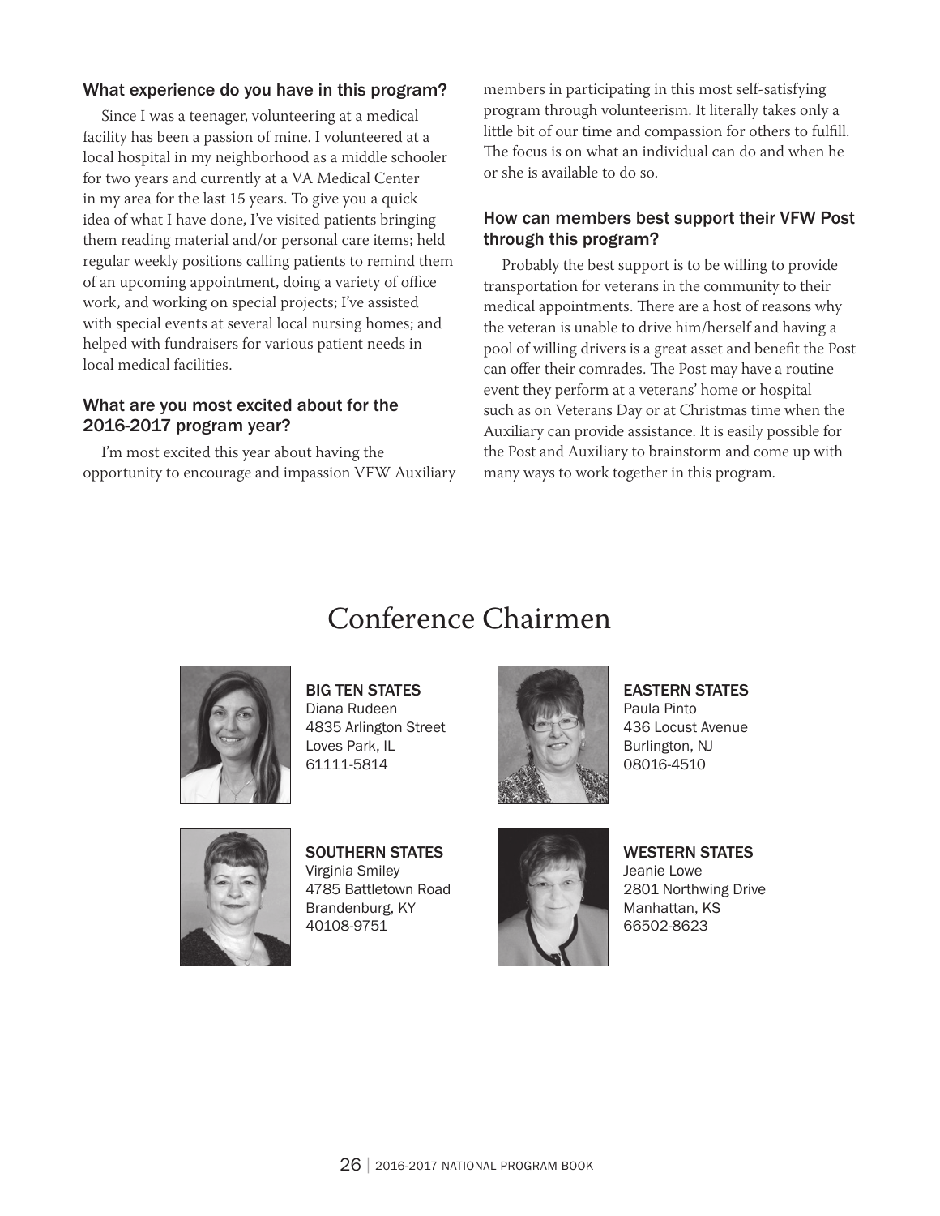### What experience do you have in this program?

Since I was a teenager, volunteering at a medical facility has been a passion of mine. I volunteered at a local hospital in my neighborhood as a middle schooler for two years and currently at a VA Medical Center in my area for the last 15 years. To give you a quick idea of what I have done, I've visited patients bringing them reading material and/or personal care items; held regular weekly positions calling patients to remind them of an upcoming appointment, doing a variety of office work, and working on special projects; I've assisted with special events at several local nursing homes; and helped with fundraisers for various patient needs in local medical facilities.

### What are you most excited about for the 2016-2017 program year?

I'm most excited this year about having the opportunity to encourage and impassion VFW Auxiliary members in participating in this most self-satisfying program through volunteerism. It literally takes only a little bit of our time and compassion for others to fulfill. The focus is on what an individual can do and when he or she is available to do so.

### How can members best support their VFW Post through this program?

Probably the best support is to be willing to provide transportation for veterans in the community to their medical appointments. There are a host of reasons why the veteran is unable to drive him/herself and having a pool of willing drivers is a great asset and benefit the Post can offer their comrades. The Post may have a routine event they perform at a veterans' home or hospital such as on Veterans Day or at Christmas time when the Auxiliary can provide assistance. It is easily possible for the Post and Auxiliary to brainstorm and come up with many ways to work together in this program.

# Conference Chairmen

**BIG TEN STATES**
Diana Rudeen
4835 Arlington Street
Loves Park, IL
61111-5814

**EASTERN STATES**
Paula Pinto
436 Locust Avenue
Burlington, NJ
08016-4510

**SOUTHERN STATES**
Virginia Smiley
4785 Battletown Road
Brandenburg, KY
40108-9751

**WESTERN STATES**
Jeanie Lowe
2801 Northwing Drive
Manhattan, KS
66502-8623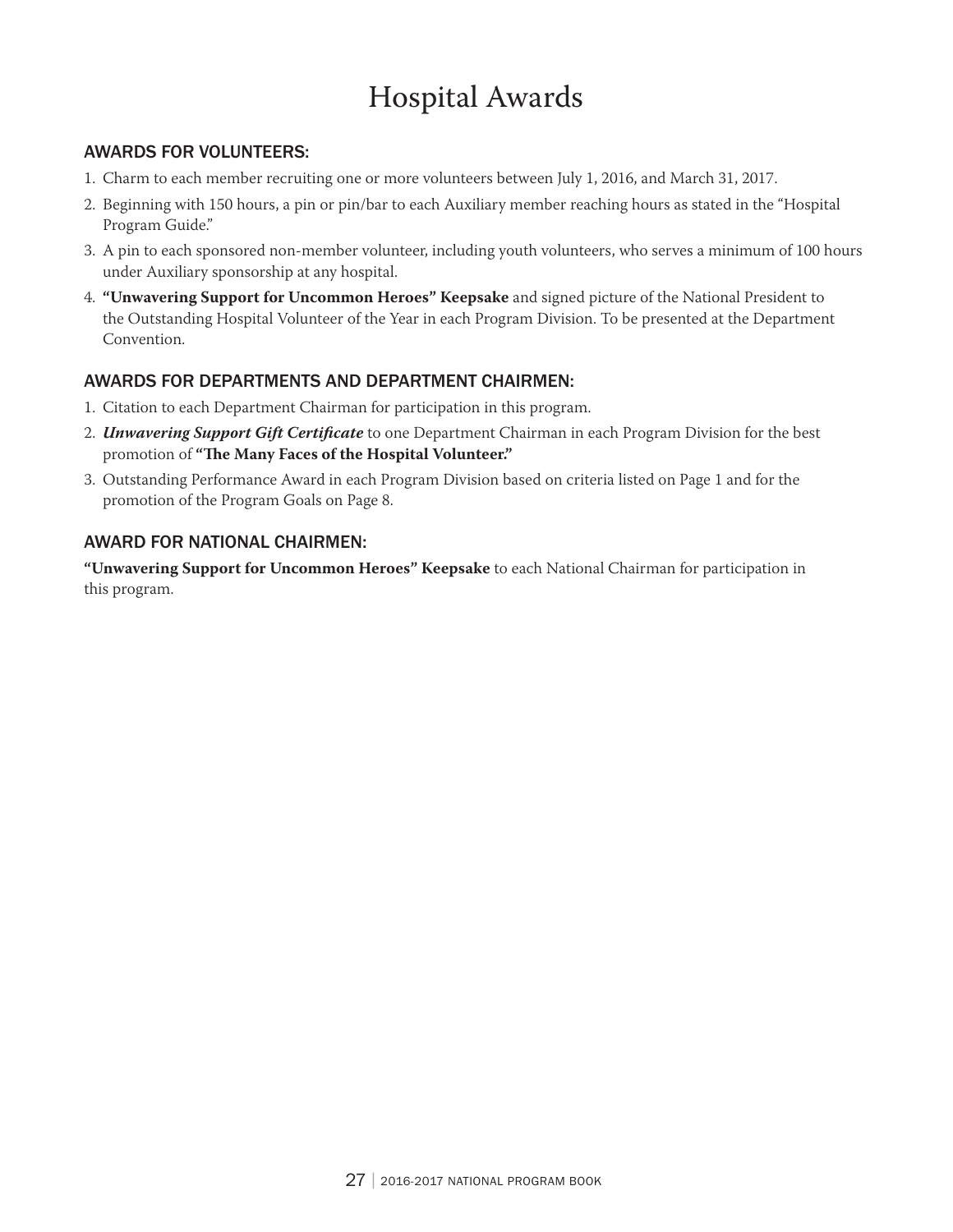# Hospital Awards

## AWARDS FOR VOLUNTEERS:

1. Charm to each member recruiting one or more volunteers between July 1, 2016, and March 31, 2017.
2. Beginning with 150 hours, a pin or pin/bar to each Auxiliary member reaching hours as stated in the "Hospital Program Guide."
3. A pin to each sponsored non-member volunteer, including youth volunteers, who serves a minimum of 100 hours under Auxiliary sponsorship at any hospital.
4. **"Unwavering Support for Uncommon Heroes" Keepsake** and signed picture of the National President to the Outstanding Hospital Volunteer of the Year in each Program Division. To be presented at the Department Convention.

## AWARDS FOR DEPARTMENTS AND DEPARTMENT CHAIRMEN:

1. Citation to each Department Chairman for participation in this program.
2. ***Unwavering Support Gift Certificate*** to one Department Chairman in each Program Division for the best promotion of **"The Many Faces of the Hospital Volunteer."**
3. Outstanding Performance Award in each Program Division based on criteria listed on Page 1 and for the promotion of the Program Goals on Page 8.

## AWARD FOR NATIONAL CHAIRMEN:

**"Unwavering Support for Uncommon Heroes" Keepsake** to each National Chairman for participation in this program.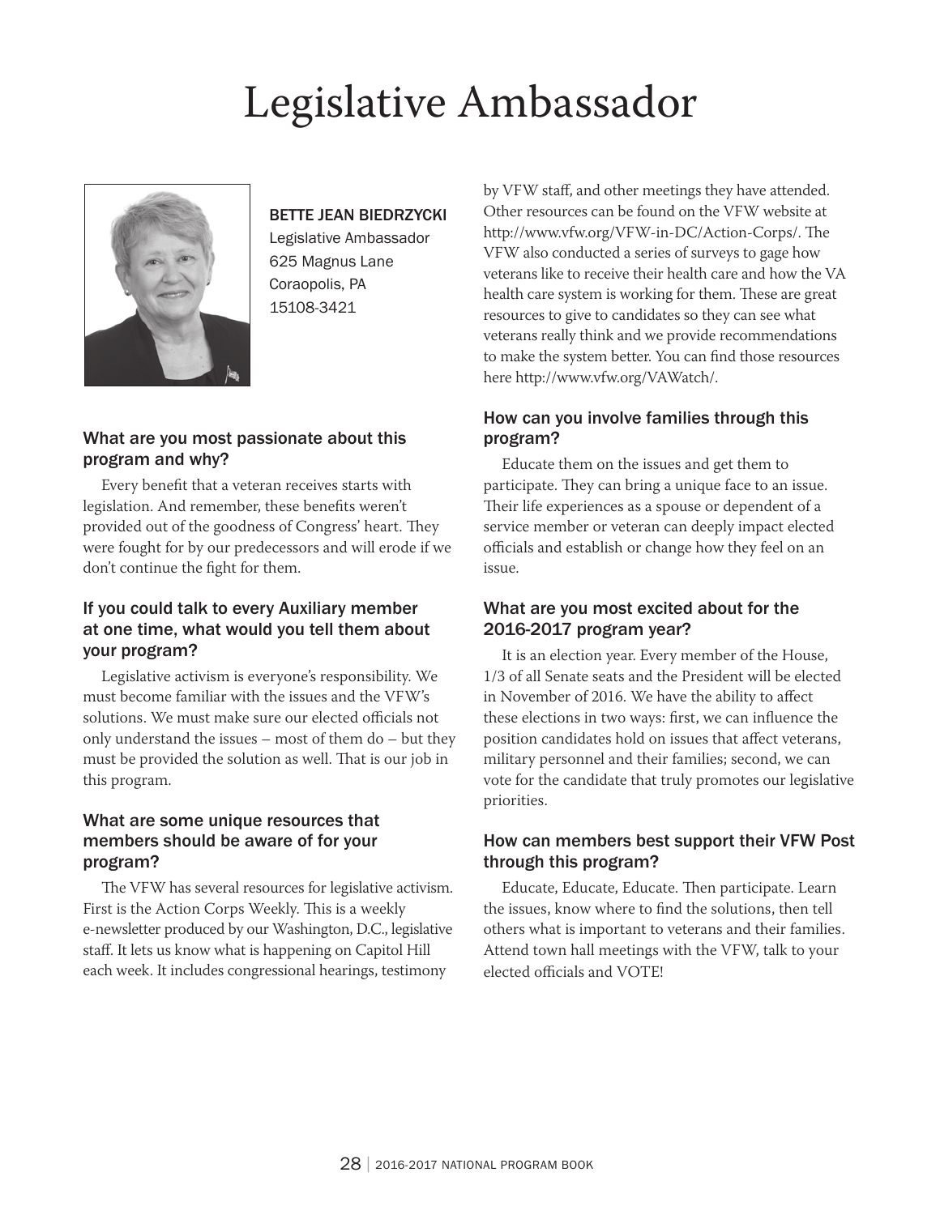# Legislative Ambassador

BETTE JEAN BIEDRZYCKI
Legislative Ambassador
625 Magnus Lane
Coraopolis, PA
15108-3421

### What are you most passionate about this program and why?

Every benefit that a veteran receives starts with legislation. And remember, these benefits weren't provided out of the goodness of Congress' heart. They were fought for by our predecessors and will erode if we don't continue the fight for them.

### If you could talk to every Auxiliary member at one time, what would you tell them about your program?

Legislative activism is everyone's responsibility. We must become familiar with the issues and the VFW's solutions. We must make sure our elected officials not only understand the issues – most of them do – but they must be provided the solution as well. That is our job in this program.

### What are some unique resources that members should be aware of for your program?

The VFW has several resources for legislative activism. First is the Action Corps Weekly. This is a weekly e-newsletter produced by our Washington, D.C., legislative staff. It lets us know what is happening on Capitol Hill each week. It includes congressional hearings, testimony by VFW staff, and other meetings they have attended. Other resources can be found on the VFW website at http://www.vfw.org/VFW-in-DC/Action-Corps/. The VFW also conducted a series of surveys to gage how veterans like to receive their health care and how the VA health care system is working for them. These are great resources to give to candidates so they can see what veterans really think and we provide recommendations to make the system better. You can find those resources here http://www.vfw.org/VAWatch/.

### How can you involve families through this program?

Educate them on the issues and get them to participate. They can bring a unique face to an issue. Their life experiences as a spouse or dependent of a service member or veteran can deeply impact elected officials and establish or change how they feel on an issue.

### What are you most excited about for the 2016-2017 program year?

It is an election year. Every member of the House, 1/3 of all Senate seats and the President will be elected in November of 2016. We have the ability to affect these elections in two ways: first, we can influence the position candidates hold on issues that affect veterans, military personnel and their families; second, we can vote for the candidate that truly promotes our legislative priorities.

### How can members best support their VFW Post through this program?

Educate, Educate, Educate. Then participate. Learn the issues, know where to find the solutions, then tell others what is important to veterans and their families. Attend town hall meetings with the VFW, talk to your elected officials and VOTE!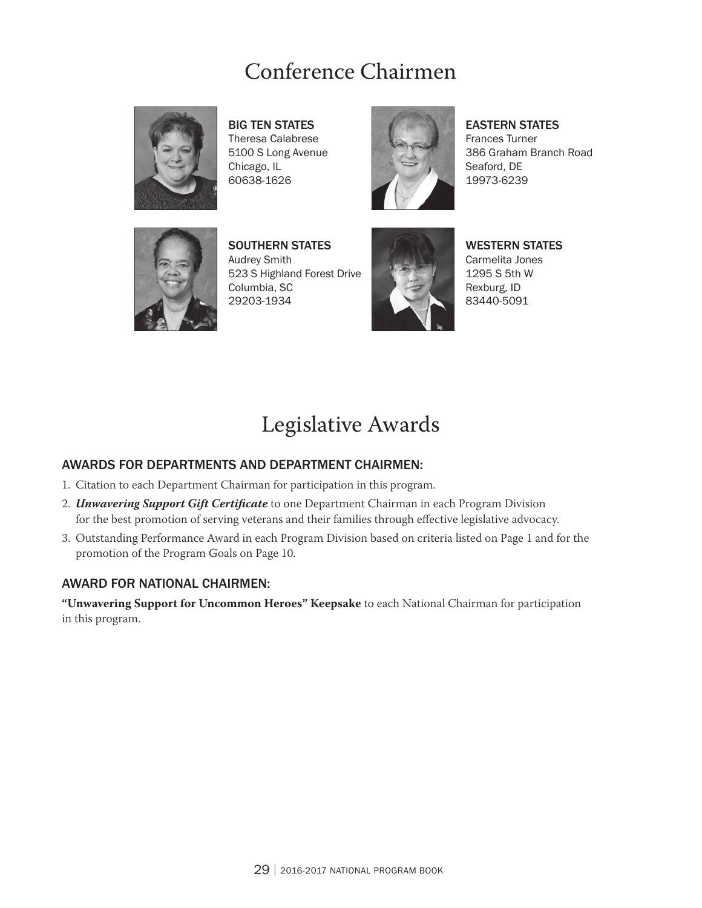# Conference Chairmen

**BIG TEN STATES**
Theresa Calabrese
5100 S Long Avenue
Chicago, IL
60638-1626

**EASTERN STATES**
Frances Turner
386 Graham Branch Road
Seaford, DE
19973-6239

**SOUTHERN STATES**
Audrey Smith
523 S Highland Forest Drive
Columbia, SC
29203-1934

**WESTERN STATES**
Carmelita Jones
1295 S 5th W
Rexburg, ID
83440-5091

# Legislative Awards

### AWARDS FOR DEPARTMENTS AND DEPARTMENT CHAIRMEN:

1. Citation to each Department Chairman for participation in this program.
2. ***Unwavering Support Gift Certificate*** to one Department Chairman in each Program Division for the best promotion of serving veterans and their families through effective legislative advocacy.
3. Outstanding Performance Award in each Program Division based on criteria listed on Page 1 and for the promotion of the Program Goals on Page 10.

### AWARD FOR NATIONAL CHAIRMEN:

**"Unwavering Support for Uncommon Heroes" Keepsake** to each National Chairman for participation in this program.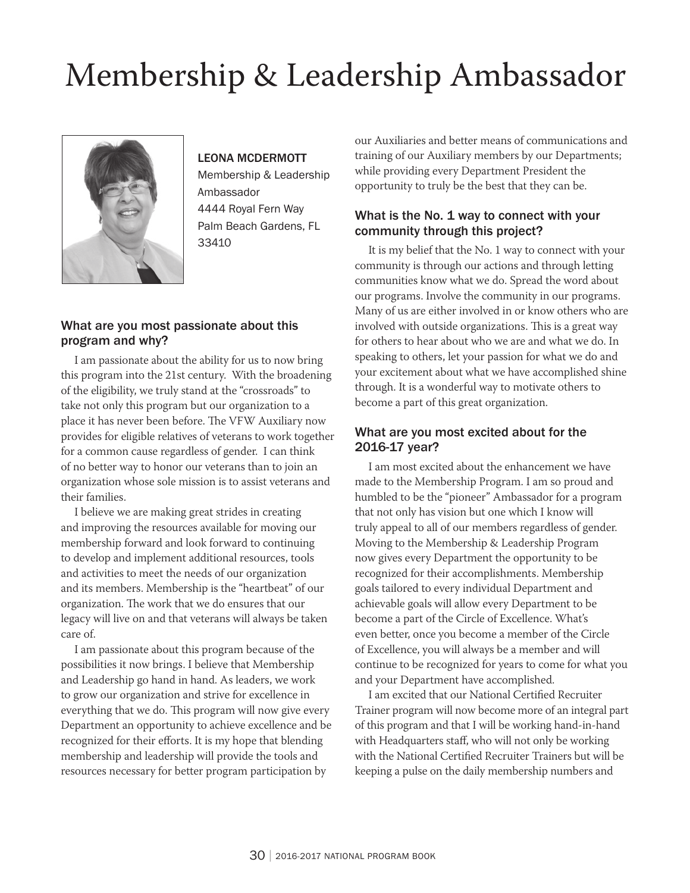# Membership & Leadership Ambassador

**LEONA MCDERMOTT**
Membership & Leadership Ambassador
4444 Royal Fern Way
Palm Beach Gardens, FL 33410

### What are you most passionate about this program and why?

I am passionate about the ability for us to now bring this program into the 21st century. With the broadening of the eligibility, we truly stand at the "crossroads" to take not only this program but our organization to a place it has never been before. The VFW Auxiliary now provides for eligible relatives of veterans to work together for a common cause regardless of gender. I can think of no better way to honor our veterans than to join an organization whose sole mission is to assist veterans and their families.

I believe we are making great strides in creating and improving the resources available for moving our membership forward and look forward to continuing to develop and implement additional resources, tools and activities to meet the needs of our organization and its members. Membership is the "heartbeat" of our organization. The work that we do ensures that our legacy will live on and that veterans will always be taken care of.

I am passionate about this program because of the possibilities it now brings. I believe that Membership and Leadership go hand in hand. As leaders, we work to grow our organization and strive for excellence in everything that we do. This program will now give every Department an opportunity to achieve excellence and be recognized for their efforts. It is my hope that blending membership and leadership will provide the tools and resources necessary for better program participation by our Auxiliaries and better means of communications and training of our Auxiliary members by our Departments; while providing every Department President the opportunity to truly be the best that they can be.

### What is the No. 1 way to connect with your community through this project?

It is my belief that the No. 1 way to connect with your community is through our actions and through letting communities know what we do. Spread the word about our programs. Involve the community in our programs. Many of us are either involved in or know others who are involved with outside organizations. This is a great way for others to hear about who we are and what we do. In speaking to others, let your passion for what we do and your excitement about what we have accomplished shine through. It is a wonderful way to motivate others to become a part of this great organization.

### What are you most excited about for the 2016-17 year?

I am most excited about the enhancement we have made to the Membership Program. I am so proud and humbled to be the "pioneer" Ambassador for a program that not only has vision but one which I know will truly appeal to all of our members regardless of gender. Moving to the Membership & Leadership Program now gives every Department the opportunity to be recognized for their accomplishments. Membership goals tailored to every individual Department and achievable goals will allow every Department to be become a part of the Circle of Excellence. What's even better, once you become a member of the Circle of Excellence, you will always be a member and will continue to be recognized for years to come for what you and your Department have accomplished.

I am excited that our National Certified Recruiter Trainer program will now become more of an integral part of this program and that I will be working hand-in-hand with Headquarters staff, who will not only be working with the National Certified Recruiter Trainers but will be keeping a pulse on the daily membership numbers and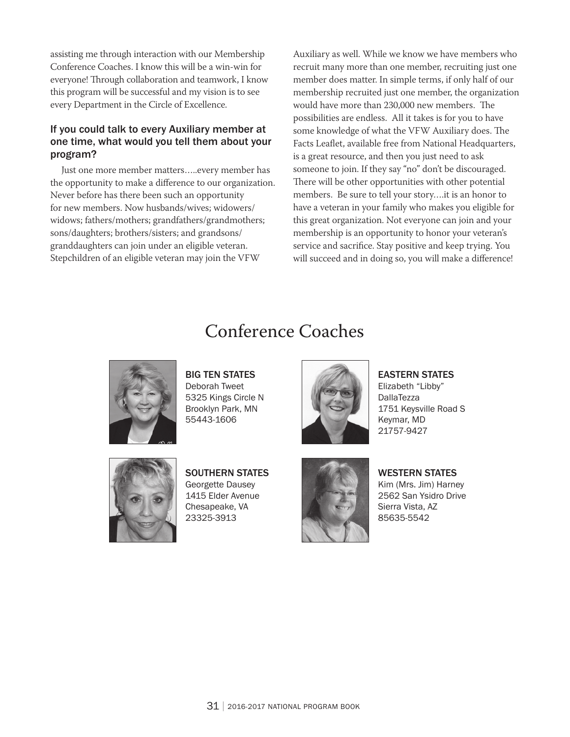assisting me through interaction with our Membership Conference Coaches. I know this will be a win-win for everyone! Through collaboration and teamwork, I know this program will be successful and my vision is to see every Department in the Circle of Excellence.

### If you could talk to every Auxiliary member at one time, what would you tell them about your program?

Just one more member matters…..every member has the opportunity to make a difference to our organization. Never before has there been such an opportunity for new members. Now husbands/wives; widowers/widows; fathers/mothers; grandfathers/grandmothers; sons/daughters; brothers/sisters; and grandsons/granddaughters can join under an eligible veteran. Stepchildren of an eligible veteran may join the VFW Auxiliary as well. While we know we have members who recruit many more than one member, recruiting just one member does matter. In simple terms, if only half of our membership recruited just one member, the organization would have more than 230,000 new members. The possibilities are endless. All it takes is for you to have some knowledge of what the VFW Auxiliary does. The Facts Leaflet, available free from National Headquarters, is a great resource, and then you just need to ask someone to join. If they say "no" don't be discouraged. There will be other opportunities with other potential members. Be sure to tell your story….it is an honor to have a veteran in your family who makes you eligible for this great organization. Not everyone can join and your membership is an opportunity to honor your veteran's service and sacrifice. Stay positive and keep trying. You will succeed and in doing so, you will make a difference!

## Conference Coaches

**BIG TEN STATES**
Deborah Tweet
5325 Kings Circle N
Brooklyn Park, MN
55443-1606

**EASTERN STATES**
Elizabeth "Libby" DallaTezza
1751 Keysville Road S
Keymar, MD
21757-9427

**SOUTHERN STATES**
Georgette Dausey
1415 Elder Avenue
Chesapeake, VA
23325-3913

**WESTERN STATES**
Kim (Mrs. Jim) Harney
2562 San Ysidro Drive
Sierra Vista, AZ
85635-5542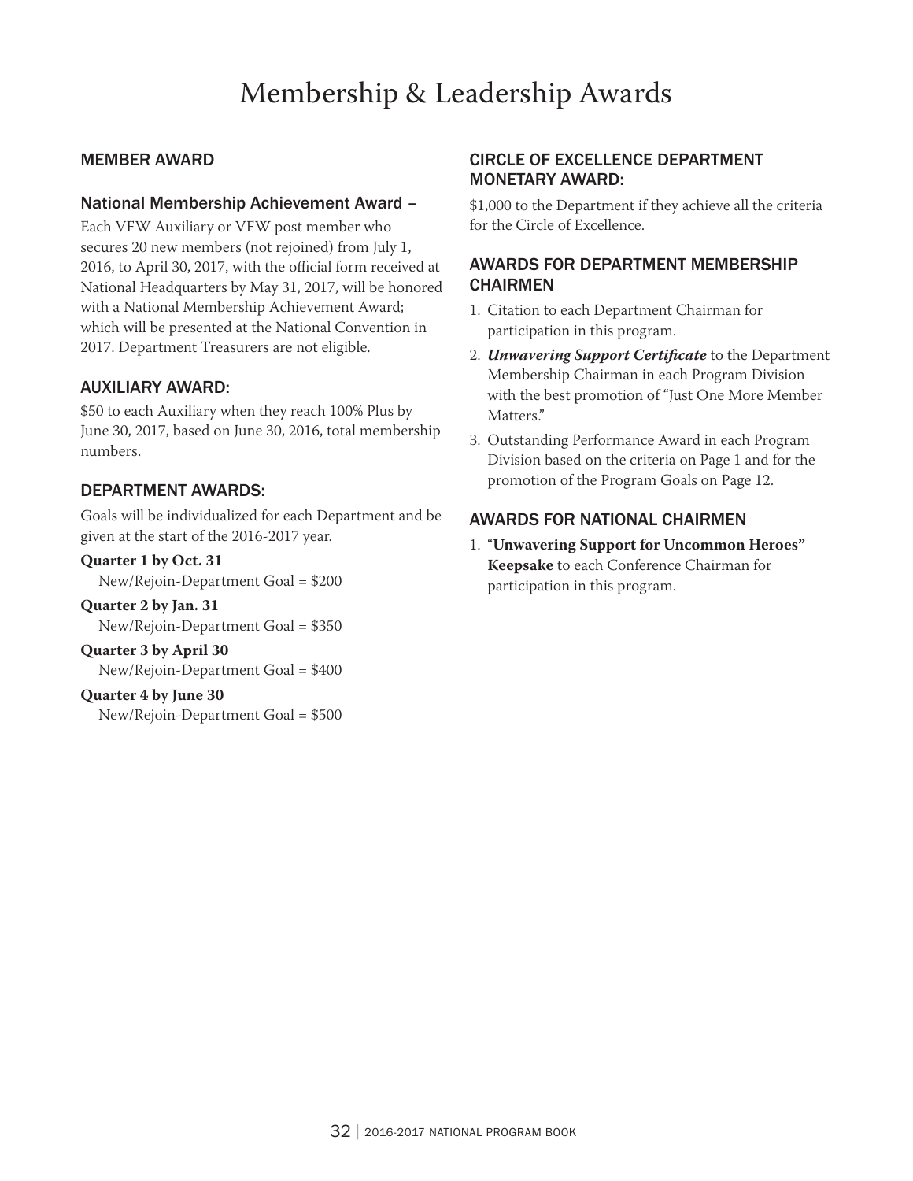# Membership & Leadership Awards

## MEMBER AWARD

### National Membership Achievement Award –

Each VFW Auxiliary or VFW post member who secures 20 new members (not rejoined) from July 1, 2016, to April 30, 2017, with the official form received at National Headquarters by May 31, 2017, will be honored with a National Membership Achievement Award; which will be presented at the National Convention in 2017. Department Treasurers are not eligible.

## AUXILIARY AWARD:

$50 to each Auxiliary when they reach 100% Plus by June 30, 2017, based on June 30, 2016, total membership numbers.

## DEPARTMENT AWARDS:

Goals will be individualized for each Department and be given at the start of the 2016-2017 year.

**Quarter 1 by Oct. 31**
New/Rejoin-Department Goal = $200

**Quarter 2 by Jan. 31**
New/Rejoin-Department Goal = $350

**Quarter 3 by April 30**
New/Rejoin-Department Goal = $400

**Quarter 4 by June 30**
New/Rejoin-Department Goal = $500

## CIRCLE OF EXCELLENCE DEPARTMENT MONETARY AWARD:

$1,000 to the Department if they achieve all the criteria for the Circle of Excellence.

## AWARDS FOR DEPARTMENT MEMBERSHIP CHAIRMEN

1. Citation to each Department Chairman for participation in this program.
2. ***Unwavering Support Certificate*** to the Department Membership Chairman in each Program Division with the best promotion of "Just One More Member Matters."
3. Outstanding Performance Award in each Program Division based on the criteria on Page 1 and for the promotion of the Program Goals on Page 12.

## AWARDS FOR NATIONAL CHAIRMEN

1. "**Unwavering Support for Uncommon Heroes" Keepsake** to each Conference Chairman for participation in this program.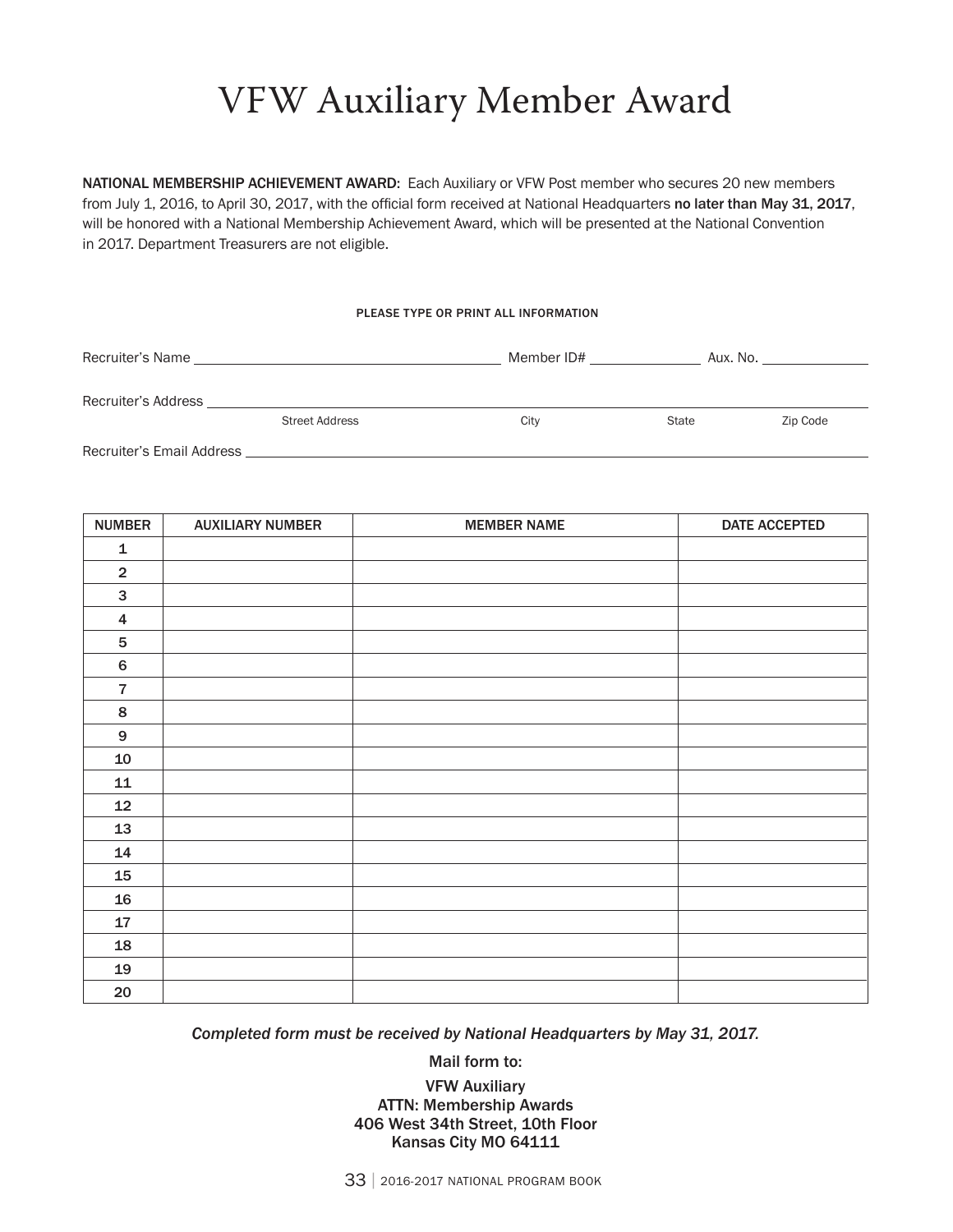# VFW Auxiliary Member Award

**NATIONAL MEMBERSHIP ACHIEVEMENT AWARD:** Each Auxiliary or VFW Post member who secures 20 new members from July 1, 2016, to April 30, 2017, with the official form received at National Headquarters **no later than May 31, 2017**, will be honored with a National Membership Achievement Award, which will be presented at the National Convention in 2017. Department Treasurers are not eligible.

PLEASE TYPE OR PRINT ALL INFORMATION

Recruiter's Name ______________________ Member ID# __________ Aux. No. __________

Recruiter's Address ________________________________________________
Street Address — City — State — Zip Code

Recruiter's Email Address ________________________________________________

| NUMBER | AUXILIARY NUMBER | MEMBER NAME | DATE ACCEPTED |
|---|---|---|---|
| 1 | | | |
| 2 | | | |
| 3 | | | |
| 4 | | | |
| 5 | | | |
| 6 | | | |
| 7 | | | |
| 8 | | | |
| 9 | | | |
| 10 | | | |
| 11 | | | |
| 12 | | | |
| 13 | | | |
| 14 | | | |
| 15 | | | |
| 16 | | | |
| 17 | | | |
| 18 | | | |
| 19 | | | |
| 20 | | | |

*Completed form must be received by National Headquarters by May 31, 2017.*

Mail form to:

VFW Auxiliary
ATTN: Membership Awards
406 West 34th Street, 10th Floor
Kansas City MO 64111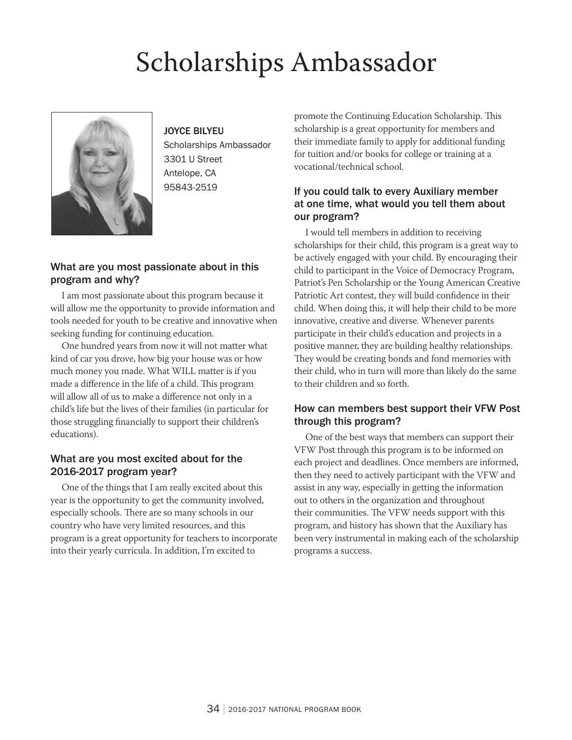# Scholarships Ambassador

JOYCE BILYEU
Scholarships Ambassador
3301 U Street
Antelope, CA
95843-2519

### What are you most passionate about in this program and why?

I am most passionate about this program because it will allow me the opportunity to provide information and tools needed for youth to be creative and innovative when seeking funding for continuing education.

One hundred years from now it will not matter what kind of car you drove, how big your house was or how much money you made. What WILL matter is if you made a difference in the life of a child. This program will allow all of us to make a difference not only in a child's life but the lives of their families (in particular for those struggling financially to support their children's educations).

### What are you most excited about for the 2016-2017 program year?

One of the things that I am really excited about this year is the opportunity to get the community involved, especially schools. There are so many schools in our country who have very limited resources, and this program is a great opportunity for teachers to incorporate into their yearly curricula. In addition, I'm excited to promote the Continuing Education Scholarship. This scholarship is a great opportunity for members and their immediate family to apply for additional funding for tuition and/or books for college or training at a vocational/technical school.

### If you could talk to every Auxiliary member at one time, what would you tell them about our program?

I would tell members in addition to receiving scholarships for their child, this program is a great way to be actively engaged with your child. By encouraging their child to participant in the Voice of Democracy Program, Patriot's Pen Scholarship or the Young American Creative Patriotic Art contest, they will build confidence in their child. When doing this, it will help their child to be more innovative, creative and diverse. Whenever parents participate in their child's education and projects in a positive manner, they are building healthy relationships. They would be creating bonds and fond memories with their child, who in turn will more than likely do the same to their children and so forth.

### How can members best support their VFW Post through this program?

One of the best ways that members can support their VFW Post through this program is to be informed on each project and deadlines. Once members are informed, then they need to actively participant with the VFW and assist in any way, especially in getting the information out to others in the organization and throughout their communities. The VFW needs support with this program, and history has shown that the Auxiliary has been very instrumental in making each of the scholarship programs a success.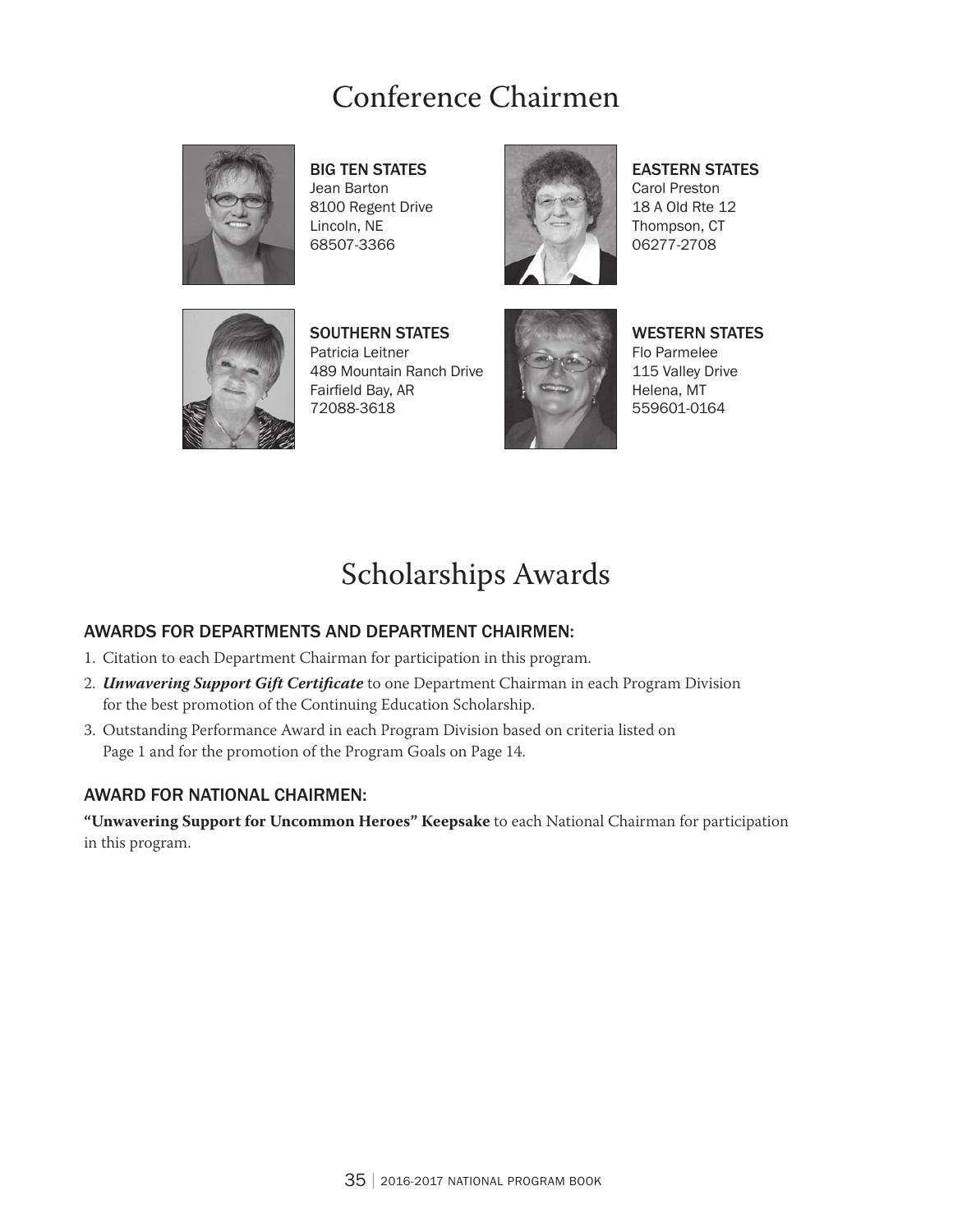# Conference Chairmen

**BIG TEN STATES**
Jean Barton
8100 Regent Drive
Lincoln, NE
68507-3366

**EASTERN STATES**
Carol Preston
18 A Old Rte 12
Thompson, CT
06277-2708

**SOUTHERN STATES**
Patricia Leitner
489 Mountain Ranch Drive
Fairfield Bay, AR
72088-3618

**WESTERN STATES**
Flo Parmelee
115 Valley Drive
Helena, MT
559601-0164

# Scholarships Awards

## AWARDS FOR DEPARTMENTS AND DEPARTMENT CHAIRMEN:

1. Citation to each Department Chairman for participation in this program.
2. ***Unwavering Support Gift Certificate*** to one Department Chairman in each Program Division for the best promotion of the Continuing Education Scholarship.
3. Outstanding Performance Award in each Program Division based on criteria listed on Page 1 and for the promotion of the Program Goals on Page 14.

## AWARD FOR NATIONAL CHAIRMEN:

**"Unwavering Support for Uncommon Heroes" Keepsake** to each National Chairman for participation in this program.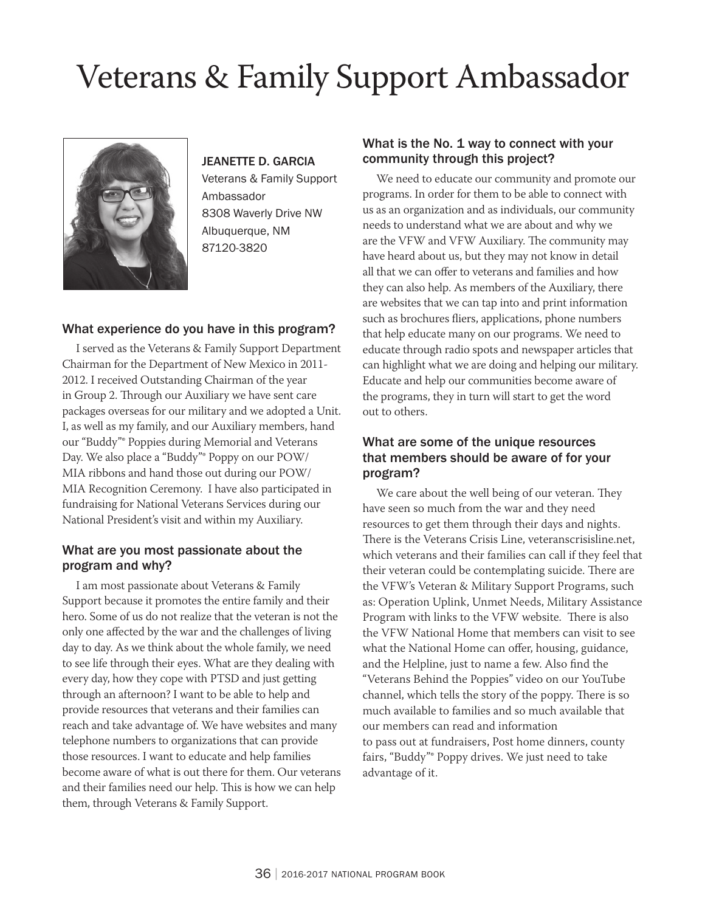# Veterans & Family Support Ambassador

JEANETTE D. GARCIA
Veterans & Family Support Ambassador
8308 Waverly Drive NW
Albuquerque, NM
87120-3820

### What experience do you have in this program?

I served as the Veterans & Family Support Department Chairman for the Department of New Mexico in 2011-2012. I received Outstanding Chairman of the year in Group 2. Through our Auxiliary we have sent care packages overseas for our military and we adopted a Unit. I, as well as my family, and our Auxiliary members, hand our "Buddy"® Poppies during Memorial and Veterans Day. We also place a "Buddy"® Poppy on our POW/MIA ribbons and hand those out during our POW/MIA Recognition Ceremony. I have also participated in fundraising for National Veterans Services during our National President's visit and within my Auxiliary.

### What are you most passionate about the program and why?

I am most passionate about Veterans & Family Support because it promotes the entire family and their hero. Some of us do not realize that the veteran is not the only one affected by the war and the challenges of living day to day. As we think about the whole family, we need to see life through their eyes. What are they dealing with every day, how they cope with PTSD and just getting through an afternoon? I want to be able to help and provide resources that veterans and their families can reach and take advantage of. We have websites and many telephone numbers to organizations that can provide those resources. I want to educate and help families become aware of what is out there for them. Our veterans and their families need our help. This is how we can help them, through Veterans & Family Support.

### What is the No. 1 way to connect with your community through this project?

We need to educate our community and promote our programs. In order for them to be able to connect with us as an organization and as individuals, our community needs to understand what we are about and why we are the VFW and VFW Auxiliary. The community may have heard about us, but they may not know in detail all that we can offer to veterans and families and how they can also help. As members of the Auxiliary, there are websites that we can tap into and print information such as brochures fliers, applications, phone numbers that help educate many on our programs. We need to educate through radio spots and newspaper articles that can highlight what we are doing and helping our military. Educate and help our communities become aware of the programs, they in turn will start to get the word out to others.

### What are some of the unique resources that members should be aware of for your program?

We care about the well being of our veteran. They have seen so much from the war and they need resources to get them through their days and nights. There is the Veterans Crisis Line, veteranscrisisline.net, which veterans and their families can call if they feel that their veteran could be contemplating suicide. There are the VFW's Veteran & Military Support Programs, such as: Operation Uplink, Unmet Needs, Military Assistance Program with links to the VFW website. There is also the VFW National Home that members can visit to see what the National Home can offer, housing, guidance, and the Helpline, just to name a few. Also find the "Veterans Behind the Poppies" video on our YouTube channel, which tells the story of the poppy. There is so much available to families and so much available that our members can read and information to pass out at fundraisers, Post home dinners, county fairs, "Buddy"® Poppy drives. We just need to take advantage of it.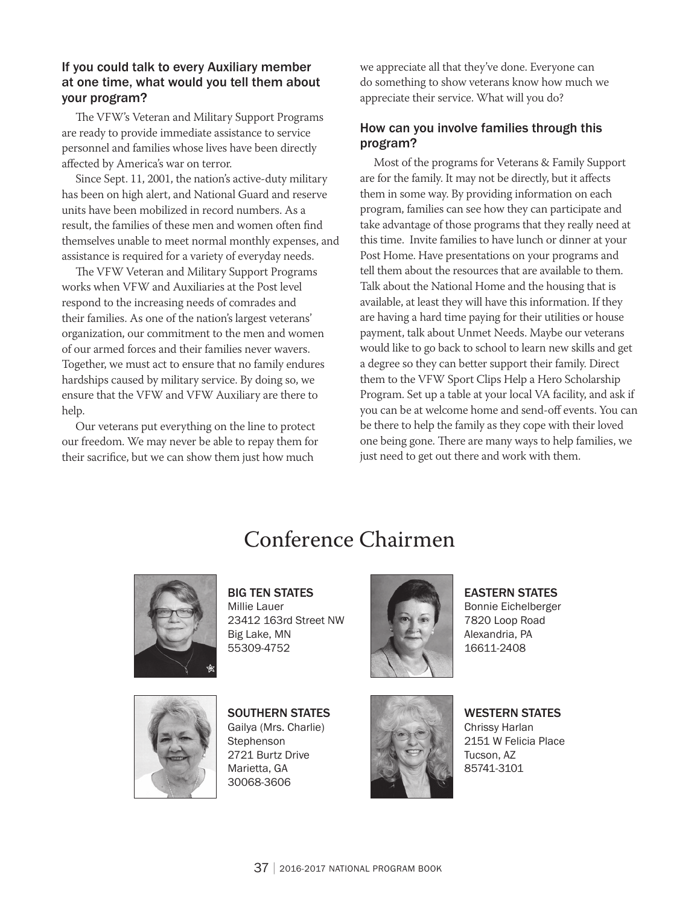### If you could talk to every Auxiliary member at one time, what would you tell them about your program?

The VFW's Veteran and Military Support Programs are ready to provide immediate assistance to service personnel and families whose lives have been directly affected by America's war on terror.

Since Sept. 11, 2001, the nation's active-duty military has been on high alert, and National Guard and reserve units have been mobilized in record numbers. As a result, the families of these men and women often find themselves unable to meet normal monthly expenses, and assistance is required for a variety of everyday needs.

The VFW Veteran and Military Support Programs works when VFW and Auxiliaries at the Post level respond to the increasing needs of comrades and their families. As one of the nation's largest veterans' organization, our commitment to the men and women of our armed forces and their families never wavers. Together, we must act to ensure that no family endures hardships caused by military service. By doing so, we ensure that the VFW and VFW Auxiliary are there to help.

Our veterans put everything on the line to protect our freedom. We may never be able to repay them for their sacrifice, but we can show them just how much we appreciate all that they've done. Everyone can do something to show veterans know how much we appreciate their service. What will you do?

### How can you involve families through this program?

Most of the programs for Veterans & Family Support are for the family. It may not be directly, but it affects them in some way. By providing information on each program, families can see how they can participate and take advantage of those programs that they really need at this time. Invite families to have lunch or dinner at your Post Home. Have presentations on your programs and tell them about the resources that are available to them. Talk about the National Home and the housing that is available, at least they will have this information. If they are having a hard time paying for their utilities or house payment, talk about Unmet Needs. Maybe our veterans would like to go back to school to learn new skills and get a degree so they can better support their family. Direct them to the VFW Sport Clips Help a Hero Scholarship Program. Set up a table at your local VA facility, and ask if you can be at welcome home and send-off events. You can be there to help the family as they cope with their loved one being gone. There are many ways to help families, we just need to get out there and work with them.

## Conference Chairmen

**BIG TEN STATES**
Millie Lauer
23412 163rd Street NW
Big Lake, MN
55309-4752

**EASTERN STATES**
Bonnie Eichelberger
7820 Loop Road
Alexandria, PA
16611-2408

**SOUTHERN STATES**
Gailya (Mrs. Charlie) Stephenson
2721 Burtz Drive
Marietta, GA
30068-3606

**WESTERN STATES**
Chrissy Harlan
2151 W Felicia Place
Tucson, AZ
85741-3101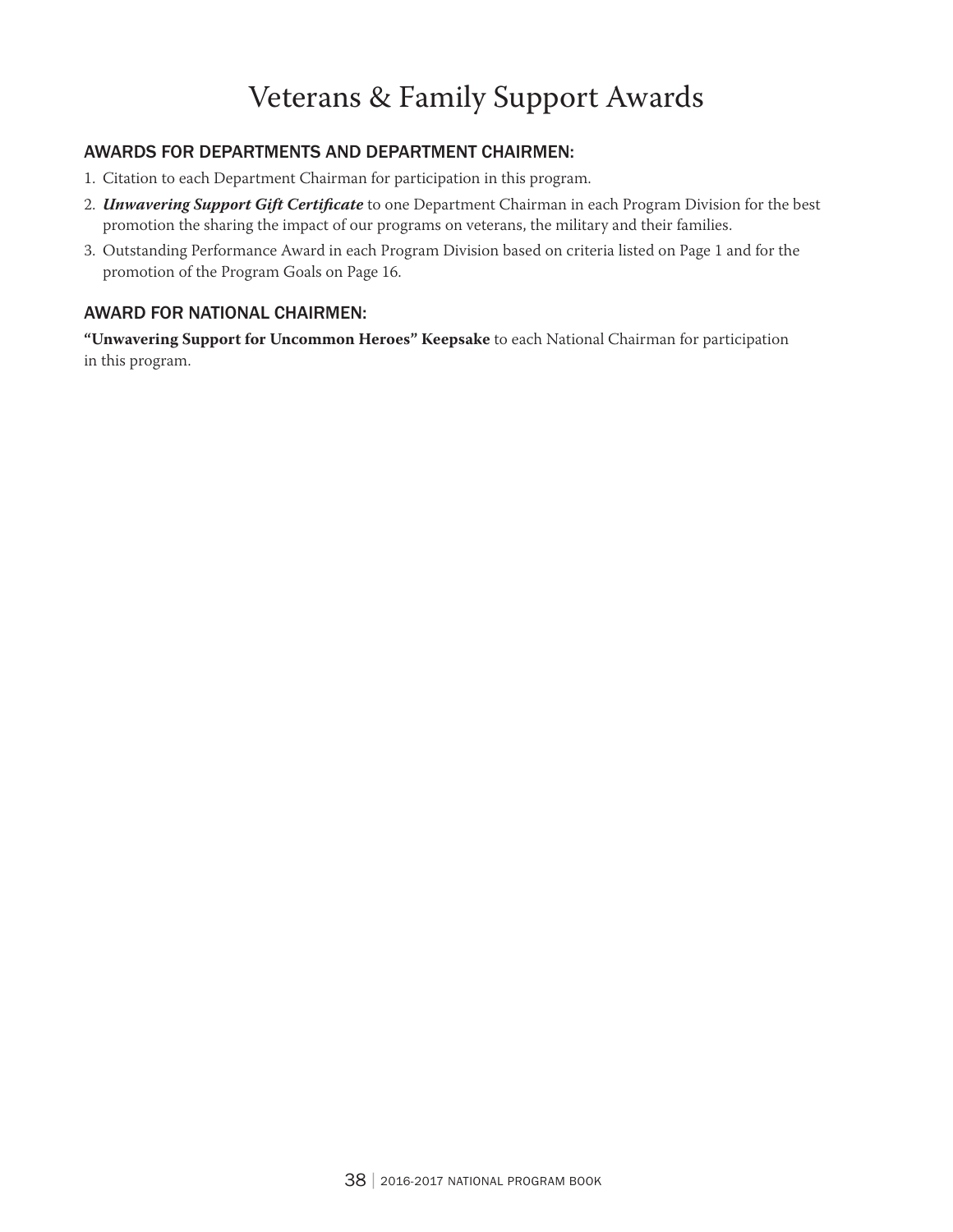# Veterans & Family Support Awards

## AWARDS FOR DEPARTMENTS AND DEPARTMENT CHAIRMEN:

1. Citation to each Department Chairman for participation in this program.
2. ***Unwavering Support Gift Certificate*** to one Department Chairman in each Program Division for the best promotion the sharing the impact of our programs on veterans, the military and their families.
3. Outstanding Performance Award in each Program Division based on criteria listed on Page 1 and for the promotion of the Program Goals on Page 16.

## AWARD FOR NATIONAL CHAIRMEN:

**"Unwavering Support for Uncommon Heroes" Keepsake** to each National Chairman for participation in this program.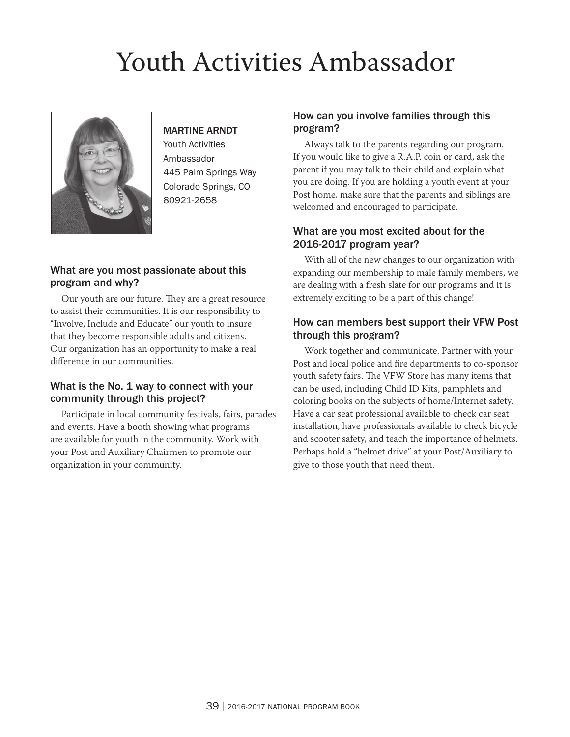# Youth Activities Ambassador

MARTINE ARNDT
Youth Activities Ambassador
445 Palm Springs Way
Colorado Springs, CO
80921-2658

### What are you most passionate about this program and why?

Our youth are our future. They are a great resource to assist their communities. It is our responsibility to "Involve, Include and Educate" our youth to insure that they become responsible adults and citizens. Our organization has an opportunity to make a real difference in our communities.

### What is the No. 1 way to connect with your community through this project?

Participate in local community festivals, fairs, parades and events. Have a booth showing what programs are available for youth in the community. Work with your Post and Auxiliary Chairmen to promote our organization in your community.

### How can you involve families through this program?

Always talk to the parents regarding our program. If you would like to give a R.A.P. coin or card, ask the parent if you may talk to their child and explain what you are doing. If you are holding a youth event at your Post home, make sure that the parents and siblings are welcomed and encouraged to participate.

### What are you most excited about for the 2016-2017 program year?

With all of the new changes to our organization with expanding our membership to male family members, we are dealing with a fresh slate for our programs and it is extremely exciting to be a part of this change!

### How can members best support their VFW Post through this program?

Work together and communicate. Partner with your Post and local police and fire departments to co-sponsor youth safety fairs. The VFW Store has many items that can be used, including Child ID Kits, pamphlets and coloring books on the subjects of home/Internet safety. Have a car seat professional available to check car seat installation, have professionals available to check bicycle and scooter safety, and teach the importance of helmets. Perhaps hold a "helmet drive" at your Post/Auxiliary to give to those youth that need them.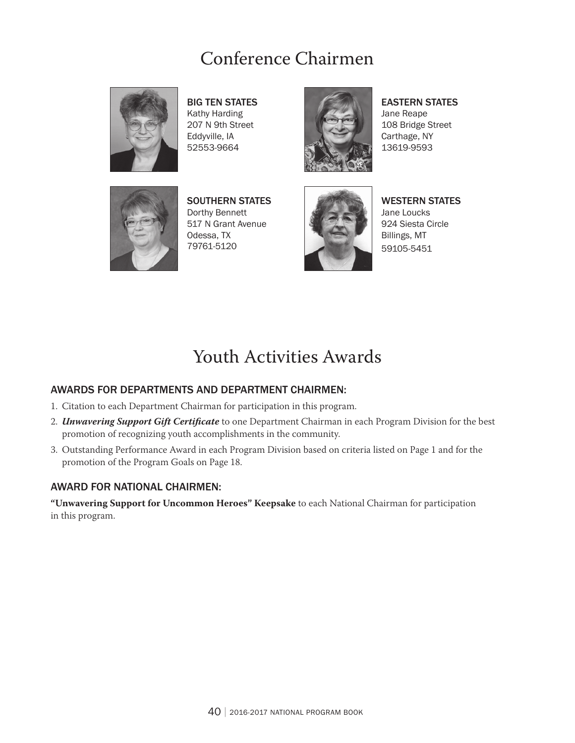# Conference Chairmen

**BIG TEN STATES**
Kathy Harding
207 N 9th Street
Eddyville, IA
52553-9664

**EASTERN STATES**
Jane Reape
108 Bridge Street
Carthage, NY
13619-9593

**SOUTHERN STATES**
Dorthy Bennett
517 N Grant Avenue
Odessa, TX
79761-5120

**WESTERN STATES**
Jane Loucks
924 Siesta Circle
Billings, MT
59105-5451

# Youth Activities Awards

## AWARDS FOR DEPARTMENTS AND DEPARTMENT CHAIRMEN:

1. Citation to each Department Chairman for participation in this program.
2. ***Unwavering Support Gift Certificate*** to one Department Chairman in each Program Division for the best promotion of recognizing youth accomplishments in the community.
3. Outstanding Performance Award in each Program Division based on criteria listed on Page 1 and for the promotion of the Program Goals on Page 18.

## AWARD FOR NATIONAL CHAIRMEN:

**"Unwavering Support for Uncommon Heroes" Keepsake** to each National Chairman for participation in this program.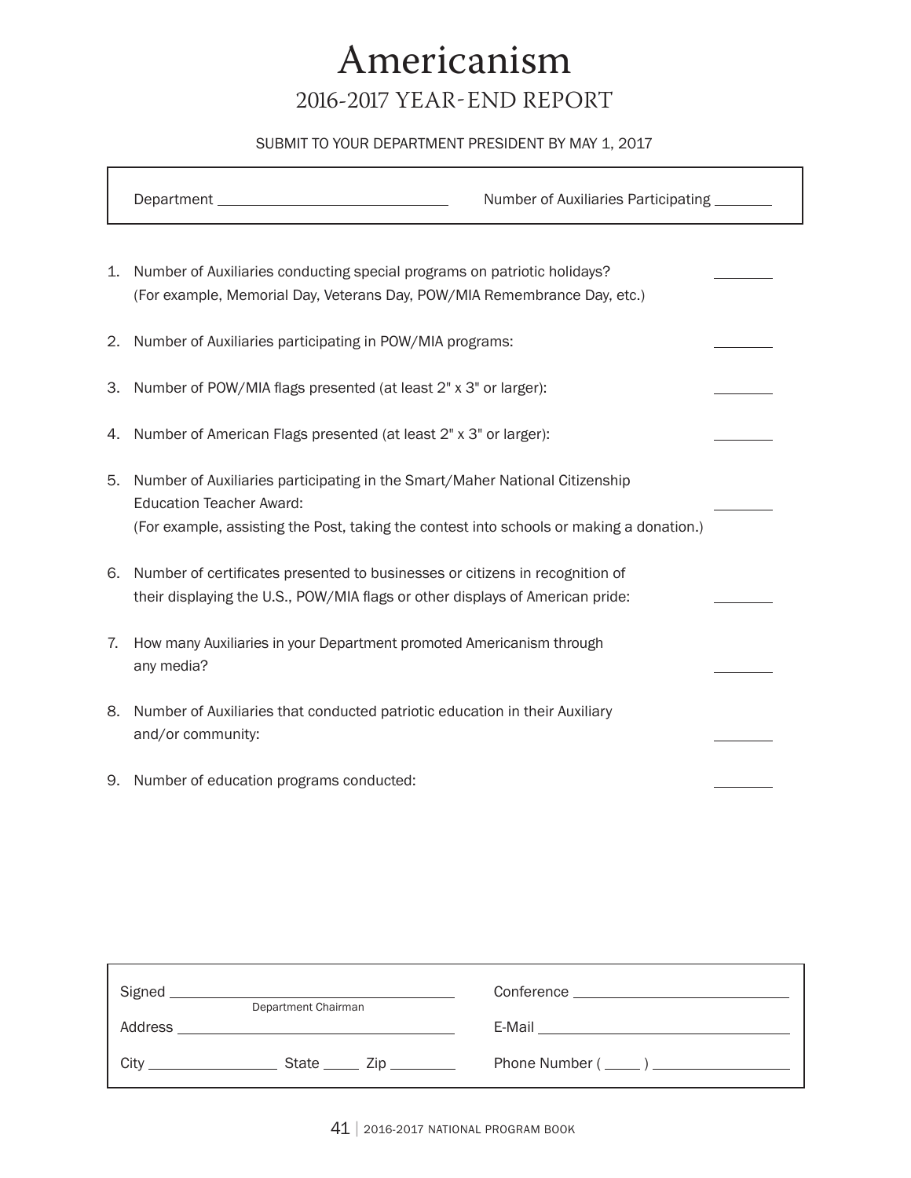# Americanism

## 2016-2017 YEAR-END REPORT

SUBMIT TO YOUR DEPARTMENT PRESIDENT BY MAY 1, 2017

Department ______________________________ Number of Auxiliaries Participating _______

1. Number of Auxiliaries conducting special programs on patriotic holidays? (For example, Memorial Day, Veterans Day, POW/MIA Remembrance Day, etc.) _______

2. Number of Auxiliaries participating in POW/MIA programs: _______

3. Number of POW/MIA flags presented (at least 2" x 3" or larger): _______

4. Number of American Flags presented (at least 2" x 3" or larger): _______

5. Number of Auxiliaries participating in the Smart/Maher National Citizenship Education Teacher Award: _______
   (For example, assisting the Post, taking the contest into schools or making a donation.)

6. Number of certificates presented to businesses or citizens in recognition of their displaying the U.S., POW/MIA flags or other displays of American pride: _______

7. How many Auxiliaries in your Department promoted Americanism through any media? _______

8. Number of Auxiliaries that conducted patriotic education in their Auxiliary and/or community: _______

9. Number of education programs conducted: _______

Signed ____________________________________ (Department Chairman)

Address ____________________________________

City ________________ State _____ Zip ________

Conference ____________________________

E-Mail ________________________________

Phone Number ( _____ ) __________________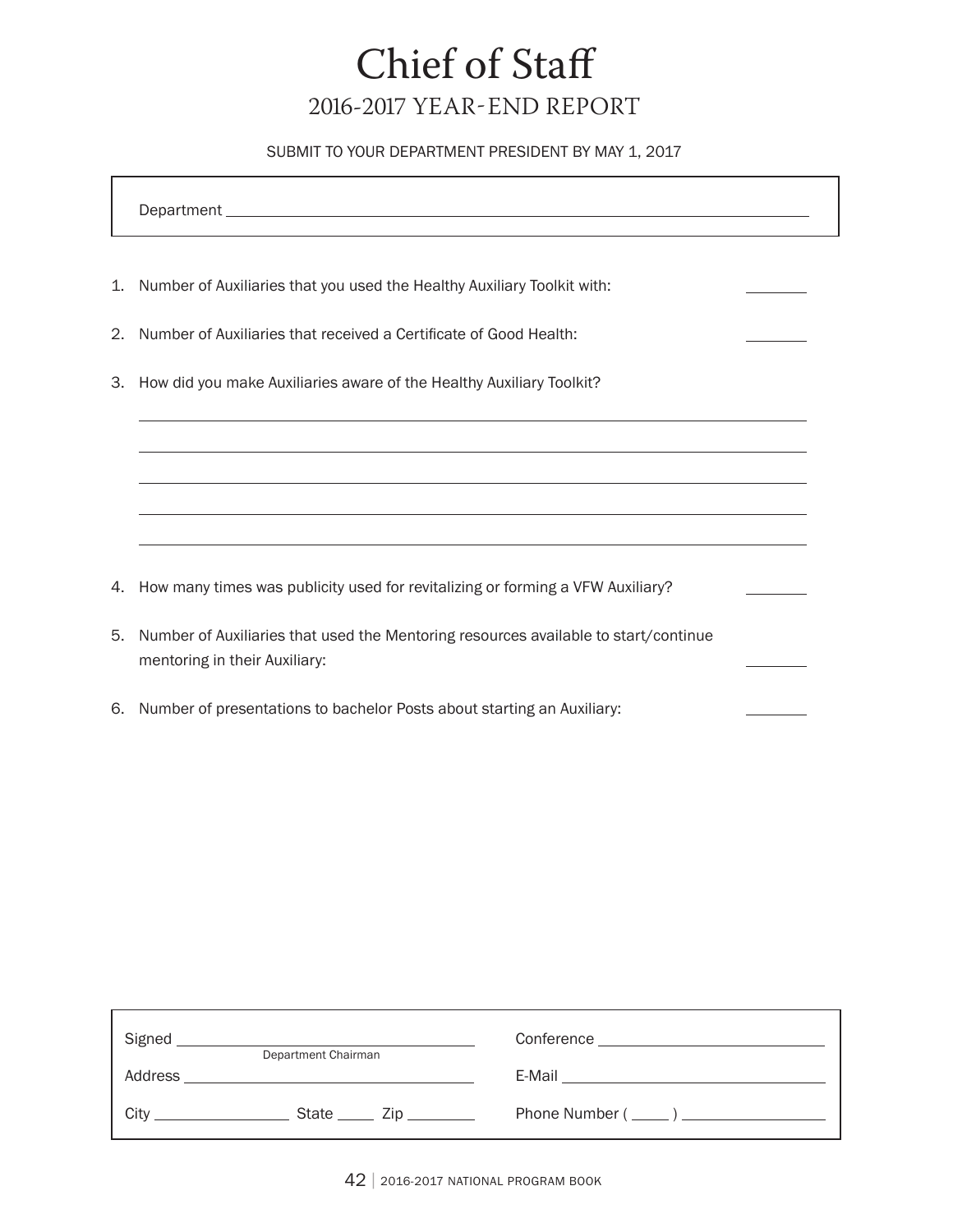# Chief of Staff

## 2016-2017 YEAR-END REPORT

SUBMIT TO YOUR DEPARTMENT PRESIDENT BY MAY 1, 2017

Department ______________________________________________

1. Number of Auxiliaries that you used the Healthy Auxiliary Toolkit with: ________
2. Number of Auxiliaries that received a Certificate of Good Health: ________
3. How did you make Auxiliaries aware of the Healthy Auxiliary Toolkit?

   ______________________________________________
   ______________________________________________
   ______________________________________________
   ______________________________________________
   ______________________________________________

4. How many times was publicity used for revitalizing or forming a VFW Auxiliary? ________
5. Number of Auxiliaries that used the Mentoring resources available to start/continue mentoring in their Auxiliary: ________
6. Number of presentations to bachelor Posts about starting an Auxiliary: ________

Signed ______________________________ (Department Chairman)

Conference ______________________________

Address ______________________________

E-Mail ______________________________

City ________________ State _____ Zip ________

Phone Number ( _____ ) ________________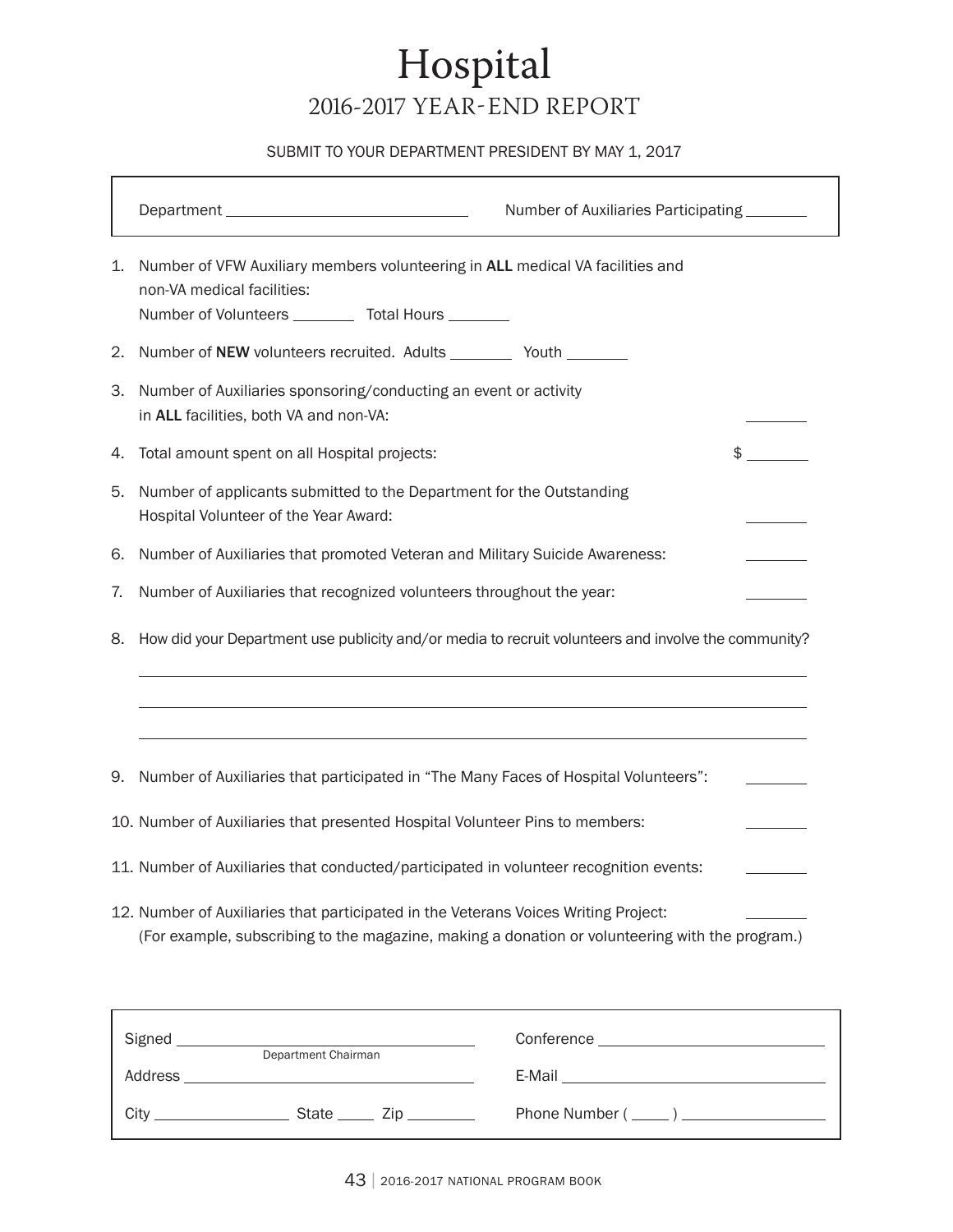# Hospital

## 2016-2017 YEAR-END REPORT

SUBMIT TO YOUR DEPARTMENT PRESIDENT BY MAY 1, 2017

Department ______________________________ Number of Auxiliaries Participating ________

1. Number of VFW Auxiliary members volunteering in **ALL** medical VA facilities and non-VA medical facilities:
   Number of Volunteers ________ Total Hours ________
2. Number of **NEW** volunteers recruited. Adults ________ Youth ________
3. Number of Auxiliaries sponsoring/conducting an event or activity in **ALL** facilities, both VA and non-VA: ________
4. Total amount spent on all Hospital projects: $ ________
5. Number of applicants submitted to the Department for the Outstanding Hospital Volunteer of the Year Award: ________
6. Number of Auxiliaries that promoted Veteran and Military Suicide Awareness: ________
7. Number of Auxiliaries that recognized volunteers throughout the year: ________
8. How did your Department use publicity and/or media to recruit volunteers and involve the community?
   ______________________________________________________________________
   ______________________________________________________________________
   ______________________________________________________________________
9. Number of Auxiliaries that participated in "The Many Faces of Hospital Volunteers": ________
10. Number of Auxiliaries that presented Hospital Volunteer Pins to members: ________
11. Number of Auxiliaries that conducted/participated in volunteer recognition events: ________
12. Number of Auxiliaries that participated in the Veterans Voices Writing Project: ________
    (For example, subscribing to the magazine, making a donation or volunteering with the program.)

Signed ______________________________ Conference ______________________________
Department Chairman

Address ______________________________ E-Mail ______________________________

City ________________ State _____ Zip ________ Phone Number ( _____ ) ________________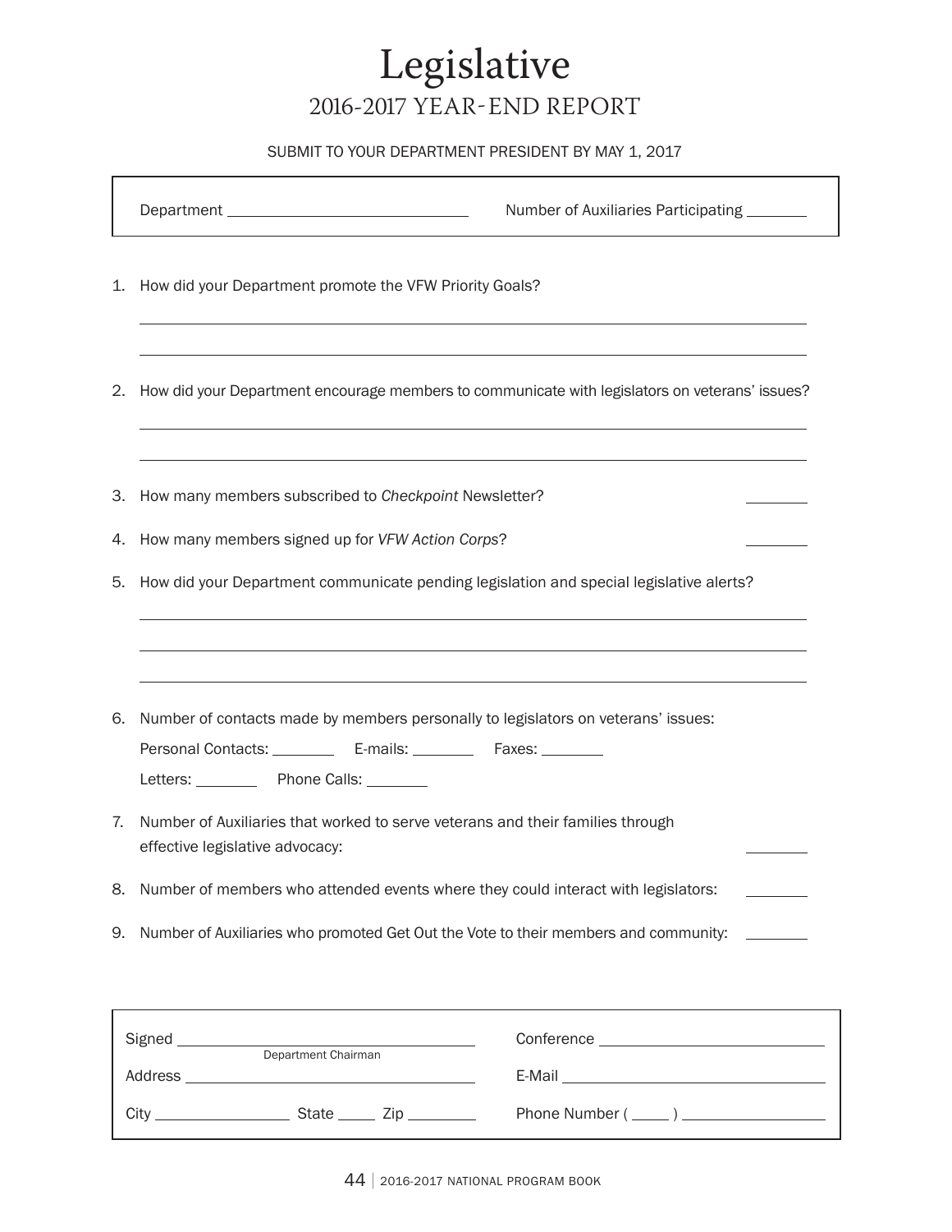# Legislative

## 2016-2017 YEAR-END REPORT

SUBMIT TO YOUR DEPARTMENT PRESIDENT BY MAY 1, 2017

Department ____________________ Number of Auxiliaries Participating ________

1. How did your Department promote the VFW Priority Goals?

   ______________________________________________

   ______________________________________________

2. How did your Department encourage members to communicate with legislators on veterans' issues?

   ______________________________________________

   ______________________________________________

3. How many members subscribed to *Checkpoint* Newsletter? ________

4. How many members signed up for *VFW Action Corps*? ________

5. How did your Department communicate pending legislation and special legislative alerts?

   ______________________________________________

   ______________________________________________

   ______________________________________________

6. Number of contacts made by members personally to legislators on veterans' issues:

   Personal Contacts: ________ E-mails: ________ Faxes: ________

   Letters: ________ Phone Calls: ________

7. Number of Auxiliaries that worked to serve veterans and their families through effective legislative advocacy: ________

8. Number of members who attended events where they could interact with legislators: ________

9. Number of Auxiliaries who promoted Get Out the Vote to their members and community: ________

Signed ____________________ (Department Chairman)

Address ____________________

City ____________ State _____ Zip ________

Conference ____________________

E-Mail ____________________

Phone Number ( _____ ) ____________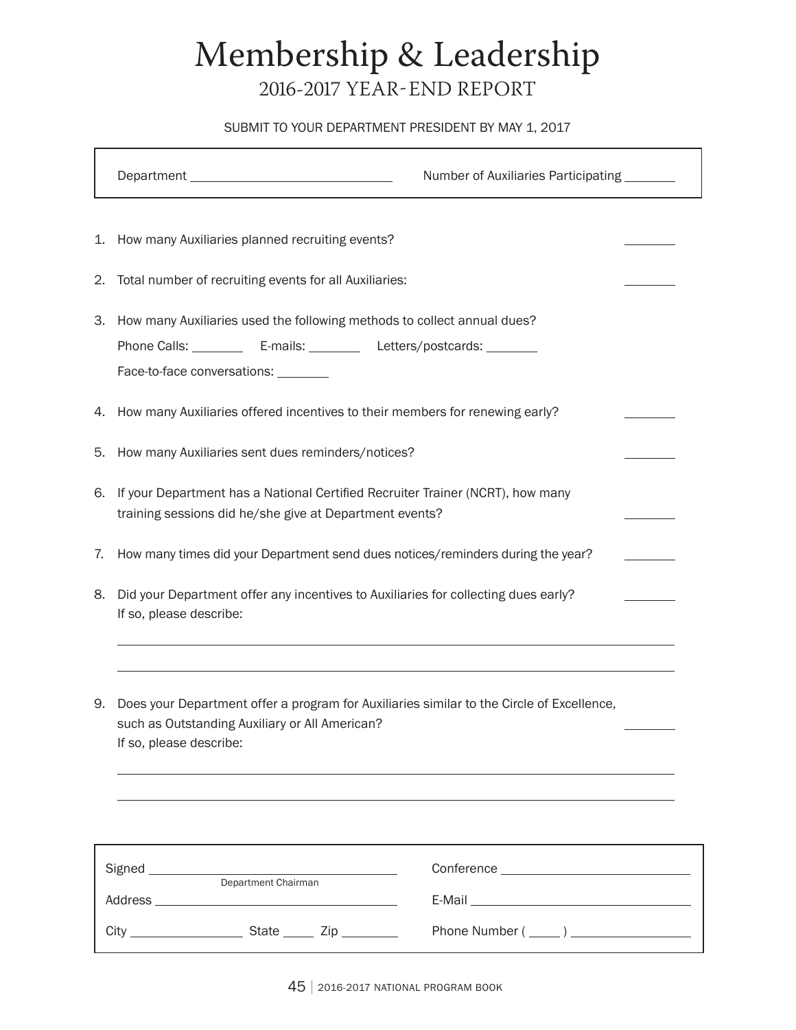# Membership & Leadership

## 2016-2017 YEAR-END REPORT

SUBMIT TO YOUR DEPARTMENT PRESIDENT BY MAY 1, 2017

Department ______________________________ Number of Auxiliaries Participating ________

1. How many Auxiliaries planned recruiting events? ________

2. Total number of recruiting events for all Auxiliaries: ________

3. How many Auxiliaries used the following methods to collect annual dues?

   Phone Calls: ________ E-mails: ________ Letters/postcards: ________

   Face-to-face conversations: ________

4. How many Auxiliaries offered incentives to their members for renewing early? ________

5. How many Auxiliaries sent dues reminders/notices? ________

6. If your Department has a National Certified Recruiter Trainer (NCRT), how many training sessions did he/she give at Department events? ________

7. How many times did your Department send dues notices/reminders during the year? ________

8. Did your Department offer any incentives to Auxiliaries for collecting dues early? ________
   If so, please describe:

   ______________________________________________________________________________

   ______________________________________________________________________________

9. Does your Department offer a program for Auxiliaries similar to the Circle of Excellence, such as Outstanding Auxiliary or All American? ________
   If so, please describe:

   ______________________________________________________________________________

   ______________________________________________________________________________

Signed ______________________________ (Department Chairman)

Conference ______________________________

Address ______________________________

E-Mail ______________________________

City ________________ State _____ Zip ________

Phone Number ( _____ ) ________________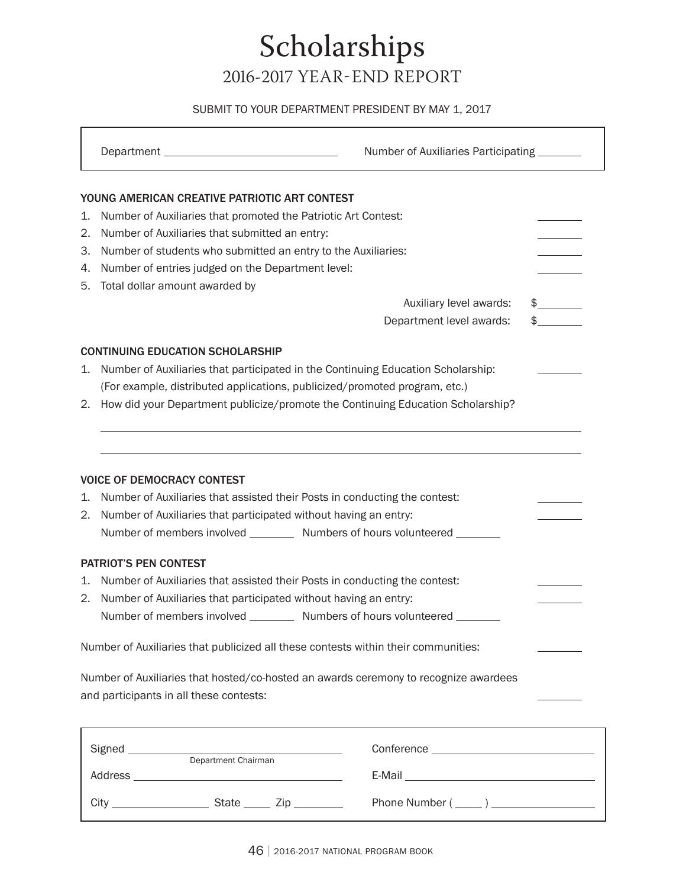# Scholarships

## 2016-2017 YEAR-END REPORT

SUBMIT TO YOUR DEPARTMENT PRESIDENT BY MAY 1, 2017

Department ____________________ Number of Auxiliaries Participating ______

### YOUNG AMERICAN CREATIVE PATRIOTIC ART CONTEST

1. Number of Auxiliaries that promoted the Patriotic Art Contest: ______
2. Number of Auxiliaries that submitted an entry: ______
3. Number of students who submitted an entry to the Auxiliaries: ______
4. Number of entries judged on the Department level: ______
5. Total dollar amount awarded by

   Auxiliary level awards: $______

   Department level awards: $______

### CONTINUING EDUCATION SCHOLARSHIP

1. Number of Auxiliaries that participated in the Continuing Education Scholarship: ______
   (For example, distributed applications, publicized/promoted program, etc.)
2. How did your Department publicize/promote the Continuing Education Scholarship?

   ____________________________________________

   ____________________________________________

### VOICE OF DEMOCRACY CONTEST

1. Number of Auxiliaries that assisted their Posts in conducting the contest: ______
2. Number of Auxiliaries that participated without having an entry: ______
   Number of members involved ______ Numbers of hours volunteered ______

### PATRIOT'S PEN CONTEST

1. Number of Auxiliaries that assisted their Posts in conducting the contest: ______
2. Number of Auxiliaries that participated without having an entry: ______
   Number of members involved ______ Numbers of hours volunteered ______

Number of Auxiliaries that publicized all these contests within their communities: ______

Number of Auxiliaries that hosted/co-hosted an awards ceremony to recognize awardees and participants in all these contests: ______

Signed ____________________ Conference ____________________
Department Chairman

Address ____________________ E-Mail ____________________

City __________ State ____ Zip ______ Phone Number ( ____ ) __________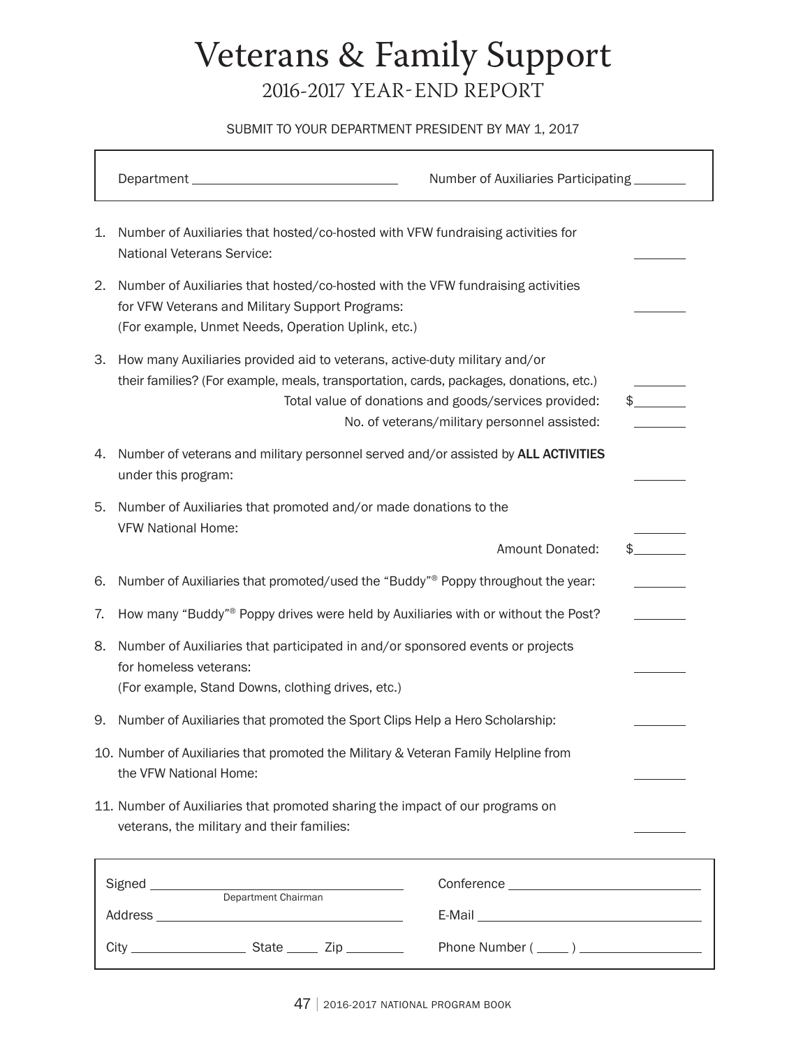# Veterans & Family Support

## 2016-2017 YEAR-END REPORT

SUBMIT TO YOUR DEPARTMENT PRESIDENT BY MAY 1, 2017

Department ______________________________ Number of Auxiliaries Participating ________

1. Number of Auxiliaries that hosted/co-hosted with VFW fundraising activities for National Veterans Service: ________

2. Number of Auxiliaries that hosted/co-hosted with the VFW fundraising activities for VFW Veterans and Military Support Programs: ________
   (For example, Unmet Needs, Operation Uplink, etc.)

3. How many Auxiliaries provided aid to veterans, active-duty military and/or their families? (For example, meals, transportation, cards, packages, donations, etc.) ________
   Total value of donations and goods/services provided: $________
   No. of veterans/military personnel assisted: ________

4. Number of veterans and military personnel served and/or assisted by **ALL ACTIVITIES** under this program: ________

5. Number of Auxiliaries that promoted and/or made donations to the VFW National Home: ________
   Amount Donated: $________

6. Number of Auxiliaries that promoted/used the "Buddy"® Poppy throughout the year: ________

7. How many "Buddy"® Poppy drives were held by Auxiliaries with or without the Post? ________

8. Number of Auxiliaries that participated in and/or sponsored events or projects for homeless veterans: ________
   (For example, Stand Downs, clothing drives, etc.)

9. Number of Auxiliaries that promoted the Sport Clips Help a Hero Scholarship: ________

10. Number of Auxiliaries that promoted the Military & Veteran Family Helpline from the VFW National Home: ________

11. Number of Auxiliaries that promoted sharing the impact of our programs on veterans, the military and their families: ________

Signed ______________________________ (Department Chairman)

Address ______________________________

City ________________ State _____ Zip ________

Conference ______________________________

E-Mail ______________________________

Phone Number ( _____ ) __________________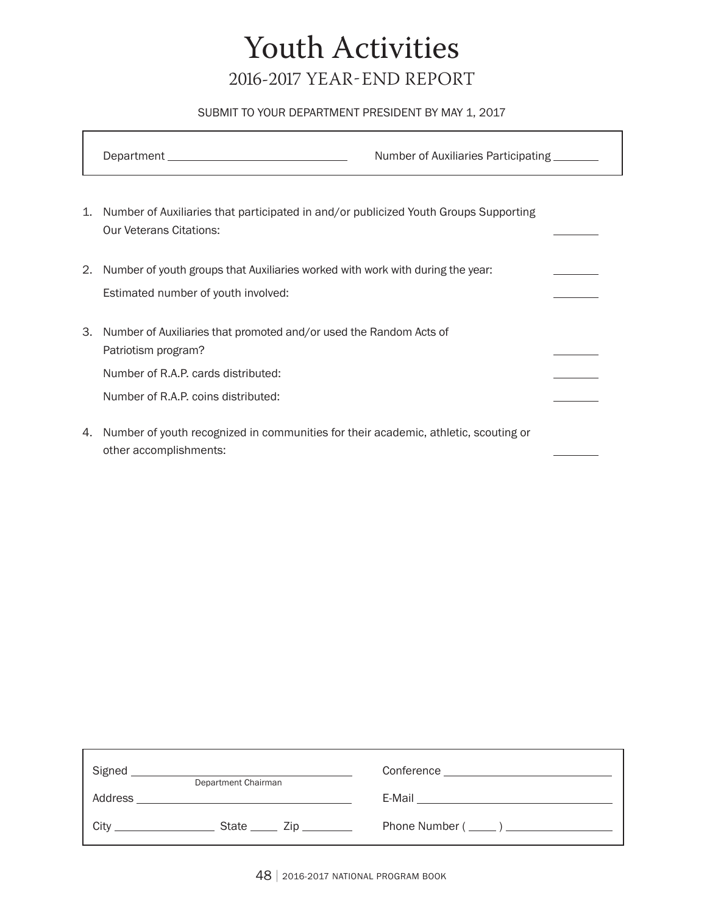# Youth Activities

## 2016-2017 YEAR-END REPORT

SUBMIT TO YOUR DEPARTMENT PRESIDENT BY MAY 1, 2017

Department ______________________________ Number of Auxiliaries Participating ________

1. Number of Auxiliaries that participated in and/or publicized Youth Groups Supporting Our Veterans Citations: ________

2. Number of youth groups that Auxiliaries worked with work with during the year: ________

   Estimated number of youth involved: ________

3. Number of Auxiliaries that promoted and/or used the Random Acts of Patriotism program? ________

   Number of R.A.P. cards distributed: ________

   Number of R.A.P. coins distributed: ________

4. Number of youth recognized in communities for their academic, athletic, scouting or other accomplishments: ________

Signed ______________________________
Department Chairman

Address ______________________________

City ________________ State _____ Zip ________

Conference ______________________________

E-Mail ______________________________

Phone Number ( _____ ) ________________